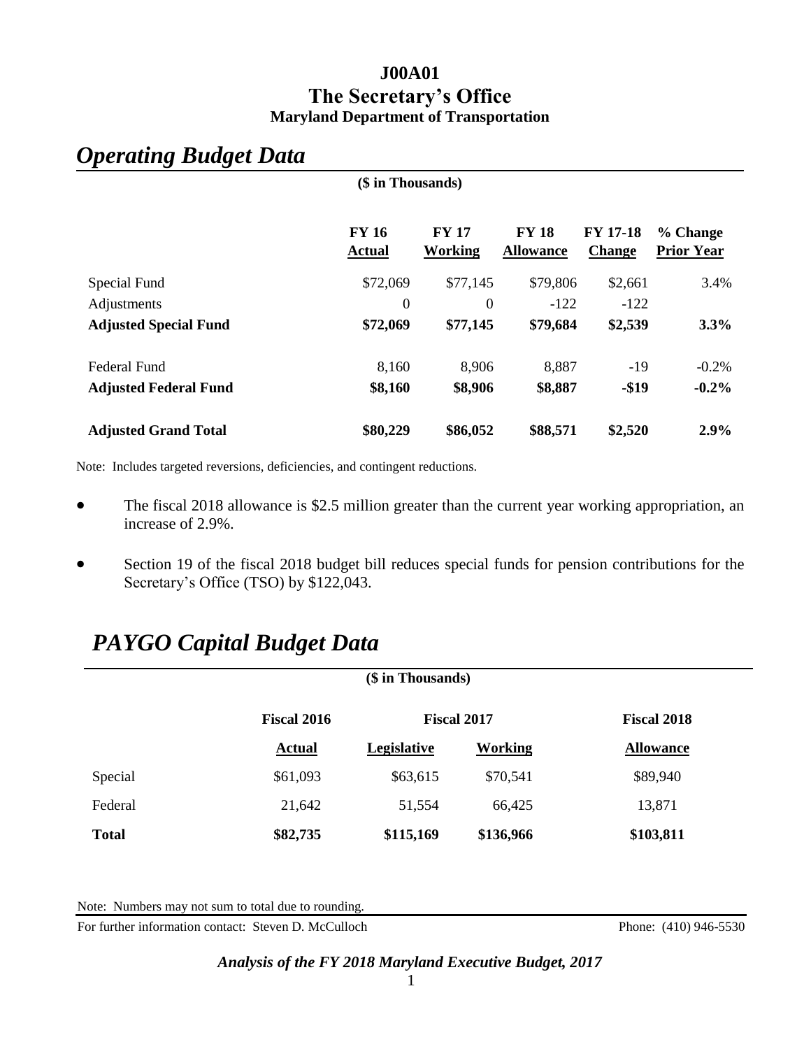# J00A01
# The Secretary's Office
### Maryland Department of Transportation

## *Operating Budget Data*

**($ in Thousands)**

| | FY 16 Actual | FY 17 Working | FY 18 Allowance | FY 17-18 Change | % Change Prior Year |
|---|---|---|---|---|---|
| Special Fund | $72,069 | $77,145 | $79,806 | $2,661 | 3.4% |
| Adjustments | 0 | 0 | -122 | -122 | |
| **Adjusted Special Fund** | **$72,069** | **$77,145** | **$79,684** | **$2,539** | **3.3%** |
| Federal Fund | 8,160 | 8,906 | 8,887 | -19 | -0.2% |
| **Adjusted Federal Fund** | **$8,160** | **$8,906** | **$8,887** | **-$19** | **-0.2%** |
| **Adjusted Grand Total** | **$80,229** | **$86,052** | **$88,571** | **$2,520** | **2.9%** |

Note: Includes targeted reversions, deficiencies, and contingent reductions.

- The fiscal 2018 allowance is $2.5 million greater than the current year working appropriation, an increase of 2.9%.
- Section 19 of the fiscal 2018 budget bill reduces special funds for pension contributions for the Secretary's Office (TSO) by $122,043.

## *PAYGO Capital Budget Data*

**($ in Thousands)**

| | Fiscal 2016 | Fiscal 2017 | | Fiscal 2018 |
|---|---|---|---|---|
| | Actual | Legislative | Working | Allowance |
| Special | $61,093 | $63,615 | $70,541 | $89,940 |
| Federal | 21,642 | 51,554 | 66,425 | 13,871 |
| **Total** | **$82,735** | **$115,169** | **$136,966** | **$103,811** |

Note: Numbers may not sum to total due to rounding.

For further information contact: Steven D. McCulloch Phone: (410) 946-5530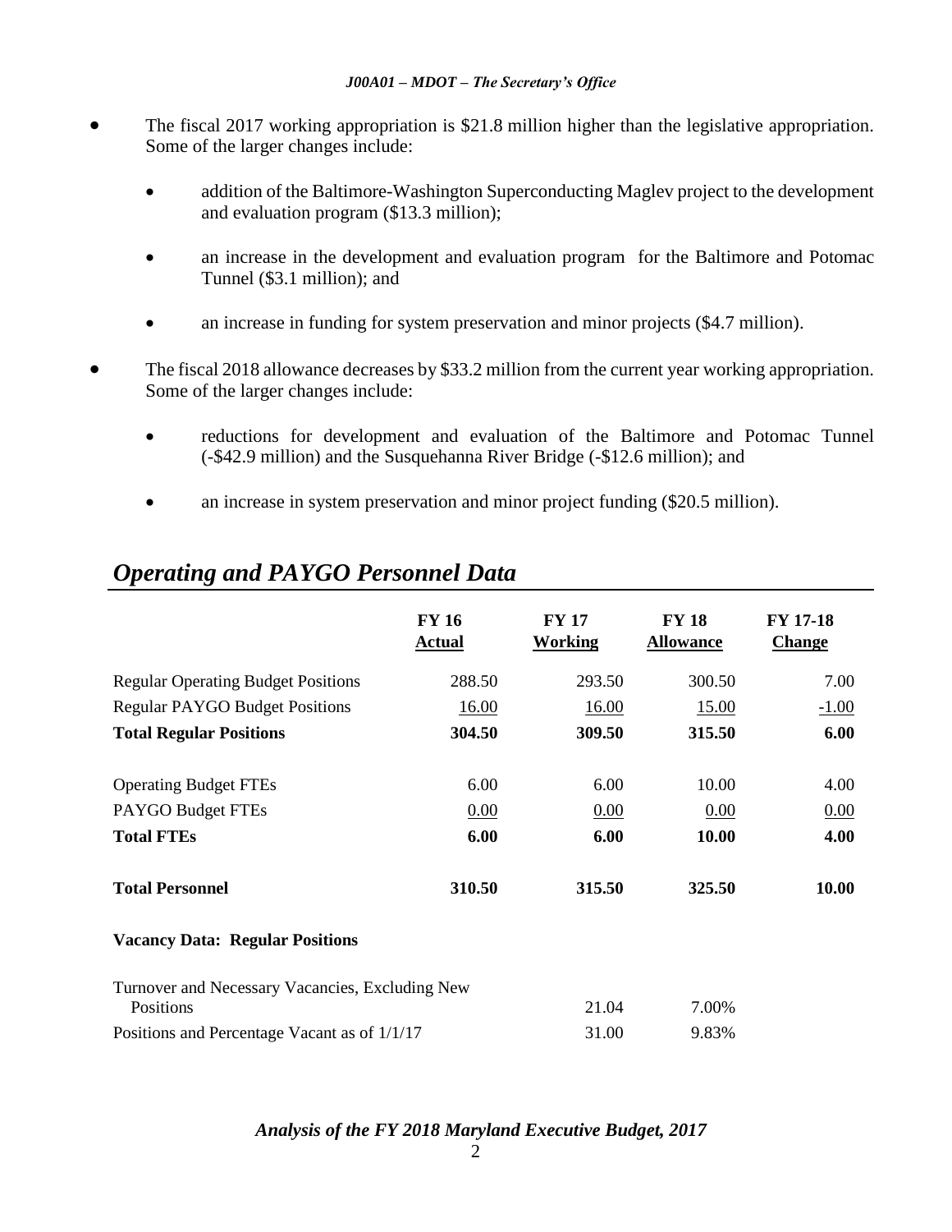- The fiscal 2017 working appropriation is $21.8 million higher than the legislative appropriation. Some of the larger changes include:

  - addition of the Baltimore-Washington Superconducting Maglev project to the development and evaluation program ($13.3 million);

  - an increase in the development and evaluation program for the Baltimore and Potomac Tunnel ($3.1 million); and

  - an increase in funding for system preservation and minor projects ($4.7 million).

- The fiscal 2018 allowance decreases by $33.2 million from the current year working appropriation. Some of the larger changes include:

  - reductions for development and evaluation of the Baltimore and Potomac Tunnel (-$42.9 million) and the Susquehanna River Bridge (-$12.6 million); and

  - an increase in system preservation and minor project funding ($20.5 million).

## *Operating and PAYGO Personnel Data*

| | FY 16 Actual | FY 17 Working | FY 18 Allowance | FY 17-18 Change |
|---|---|---|---|---|
| Regular Operating Budget Positions | 288.50 | 293.50 | 300.50 | 7.00 |
| Regular PAYGO Budget Positions | 16.00 | 16.00 | 15.00 | -1.00 |
| **Total Regular Positions** | **304.50** | **309.50** | **315.50** | **6.00** |
| Operating Budget FTEs | 6.00 | 6.00 | 10.00 | 4.00 |
| PAYGO Budget FTEs | 0.00 | 0.00 | 0.00 | 0.00 |
| **Total FTEs** | **6.00** | **6.00** | **10.00** | **4.00** |
| **Total Personnel** | **310.50** | **315.50** | **325.50** | **10.00** |
| **Vacancy Data: Regular Positions** | | | | |
| Turnover and Necessary Vacancies, Excluding New Positions | | 21.04 | 7.00% | |
| Positions and Percentage Vacant as of 1/1/17 | | 31.00 | 9.83% | |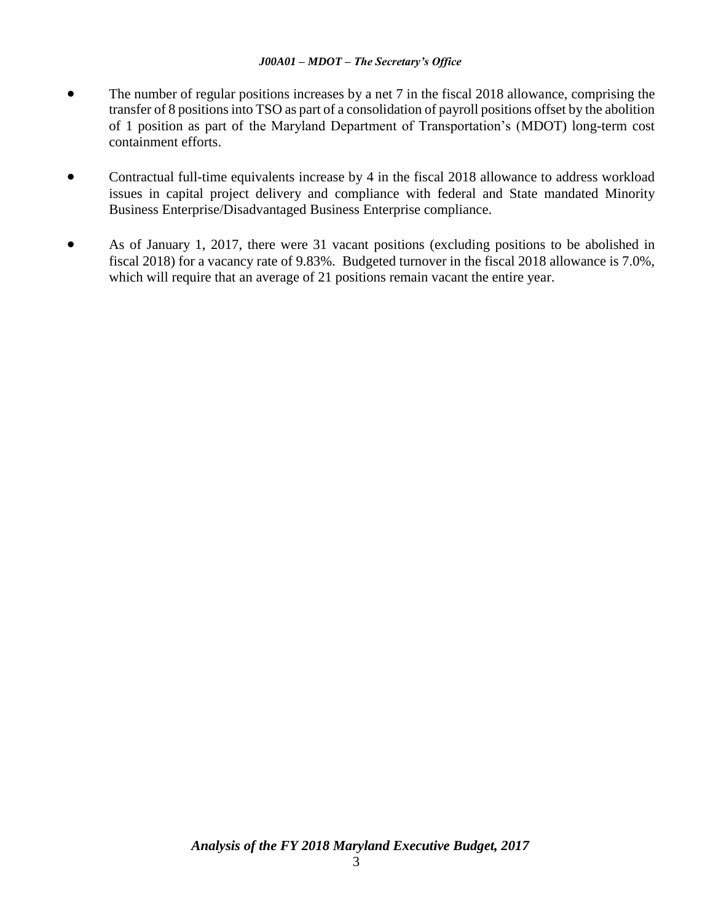- The number of regular positions increases by a net 7 in the fiscal 2018 allowance, comprising the transfer of 8 positions into TSO as part of a consolidation of payroll positions offset by the abolition of 1 position as part of the Maryland Department of Transportation's (MDOT) long-term cost containment efforts.

- Contractual full-time equivalents increase by 4 in the fiscal 2018 allowance to address workload issues in capital project delivery and compliance with federal and State mandated Minority Business Enterprise/Disadvantaged Business Enterprise compliance.

- As of January 1, 2017, there were 31 vacant positions (excluding positions to be abolished in fiscal 2018) for a vacancy rate of 9.83%. Budgeted turnover in the fiscal 2018 allowance is 7.0%, which will require that an average of 21 positions remain vacant the entire year.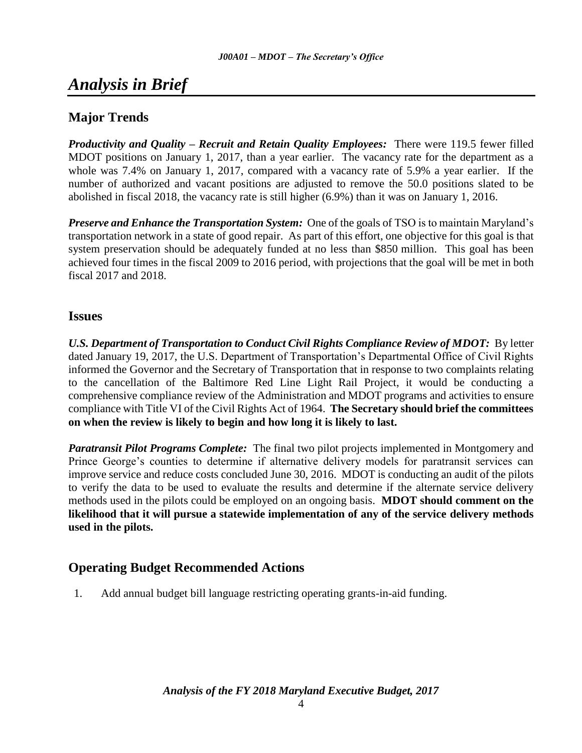# *Analysis in Brief*

## Major Trends

***Productivity and Quality – Recruit and Retain Quality Employees:*** There were 119.5 fewer filled MDOT positions on January 1, 2017, than a year earlier. The vacancy rate for the department as a whole was 7.4% on January 1, 2017, compared with a vacancy rate of 5.9% a year earlier. If the number of authorized and vacant positions are adjusted to remove the 50.0 positions slated to be abolished in fiscal 2018, the vacancy rate is still higher (6.9%) than it was on January 1, 2016.

***Preserve and Enhance the Transportation System:*** One of the goals of TSO is to maintain Maryland's transportation network in a state of good repair. As part of this effort, one objective for this goal is that system preservation should be adequately funded at no less than $850 million. This goal has been achieved four times in the fiscal 2009 to 2016 period, with projections that the goal will be met in both fiscal 2017 and 2018.

## Issues

***U.S. Department of Transportation to Conduct Civil Rights Compliance Review of MDOT:*** By letter dated January 19, 2017, the U.S. Department of Transportation's Departmental Office of Civil Rights informed the Governor and the Secretary of Transportation that in response to two complaints relating to the cancellation of the Baltimore Red Line Light Rail Project, it would be conducting a comprehensive compliance review of the Administration and MDOT programs and activities to ensure compliance with Title VI of the Civil Rights Act of 1964. **The Secretary should brief the committees on when the review is likely to begin and how long it is likely to last.**

***Paratransit Pilot Programs Complete:*** The final two pilot projects implemented in Montgomery and Prince George's counties to determine if alternative delivery models for paratransit services can improve service and reduce costs concluded June 30, 2016. MDOT is conducting an audit of the pilots to verify the data to be used to evaluate the results and determine if the alternate service delivery methods used in the pilots could be employed on an ongoing basis. **MDOT should comment on the likelihood that it will pursue a statewide implementation of any of the service delivery methods used in the pilots.**

## Operating Budget Recommended Actions

1. Add annual budget bill language restricting operating grants-in-aid funding.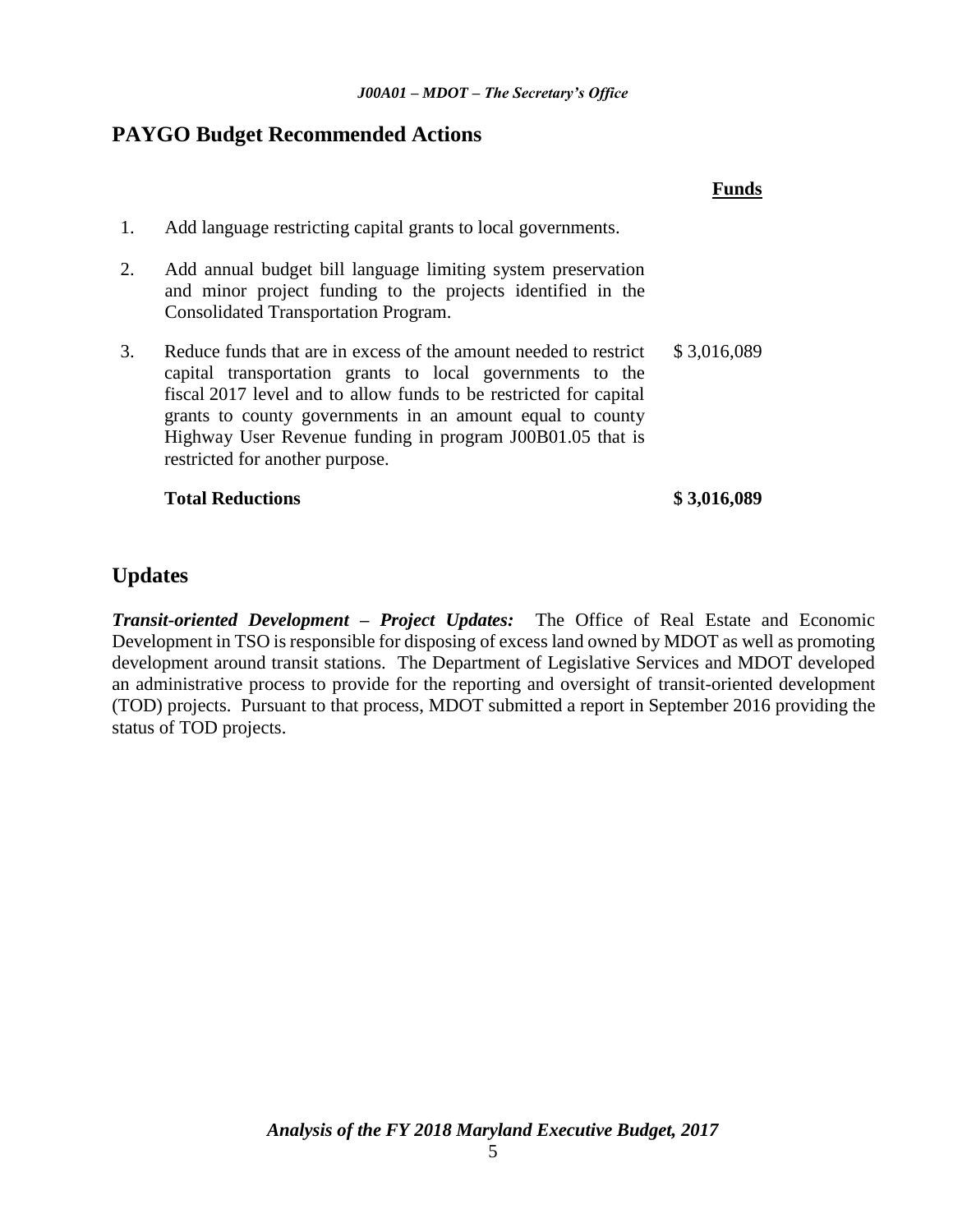## PAYGO Budget Recommended Actions

| | | Funds |
|---|---|---|
| 1. | Add language restricting capital grants to local governments. | |
| 2. | Add annual budget bill language limiting system preservation and minor project funding to the projects identified in the Consolidated Transportation Program. | |
| 3. | Reduce funds that are in excess of the amount needed to restrict capital transportation grants to local governments to the fiscal 2017 level and to allow funds to be restricted for capital grants to county governments in an amount equal to county Highway User Revenue funding in program J00B01.05 that is restricted for another purpose. | $ 3,016,089 |
| | **Total Reductions** | **$ 3,016,089** |

## Updates

***Transit-oriented Development – Project Updates:*** The Office of Real Estate and Economic Development in TSO is responsible for disposing of excess land owned by MDOT as well as promoting development around transit stations. The Department of Legislative Services and MDOT developed an administrative process to provide for the reporting and oversight of transit-oriented development (TOD) projects. Pursuant to that process, MDOT submitted a report in September 2016 providing the status of TOD projects.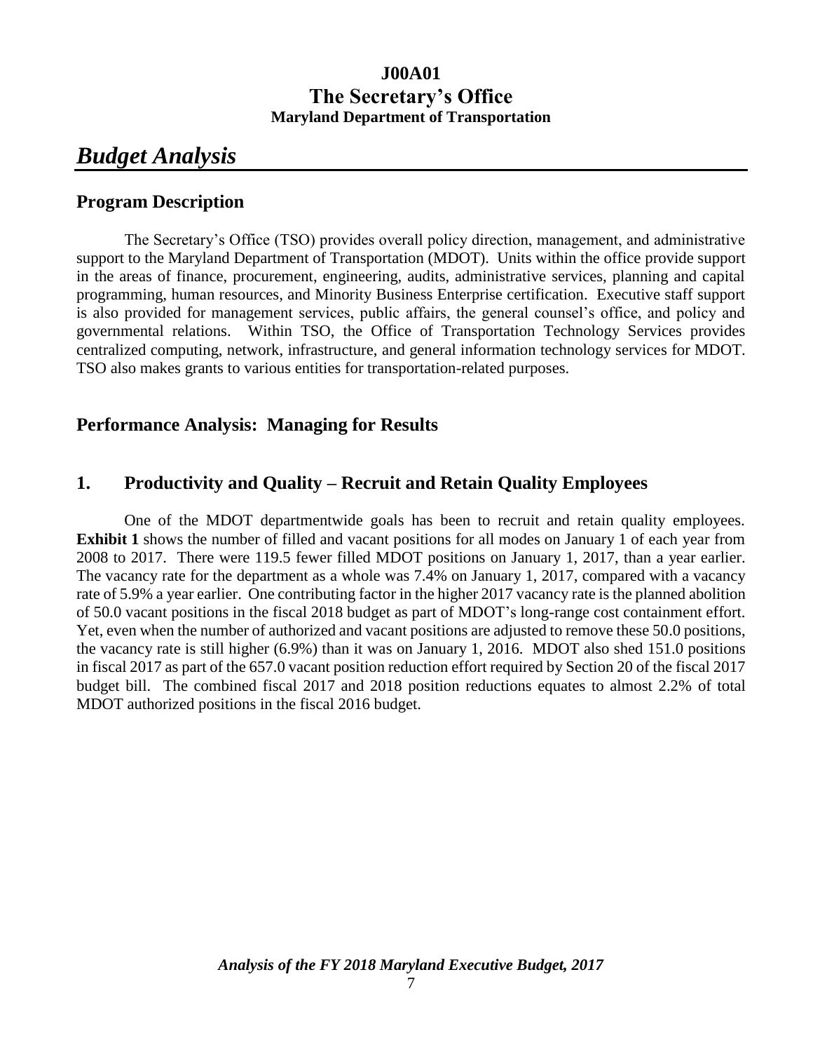**J00A01**
**The Secretary's Office**
**Maryland Department of Transportation**

# *Budget Analysis*

## Program Description

The Secretary's Office (TSO) provides overall policy direction, management, and administrative support to the Maryland Department of Transportation (MDOT). Units within the office provide support in the areas of finance, procurement, engineering, audits, administrative services, planning and capital programming, human resources, and Minority Business Enterprise certification. Executive staff support is also provided for management services, public affairs, the general counsel's office, and policy and governmental relations. Within TSO, the Office of Transportation Technology Services provides centralized computing, network, infrastructure, and general information technology services for MDOT. TSO also makes grants to various entities for transportation-related purposes.

## Performance Analysis: Managing for Results

## 1. Productivity and Quality – Recruit and Retain Quality Employees

One of the MDOT departmentwide goals has been to recruit and retain quality employees. **Exhibit 1** shows the number of filled and vacant positions for all modes on January 1 of each year from 2008 to 2017. There were 119.5 fewer filled MDOT positions on January 1, 2017, than a year earlier. The vacancy rate for the department as a whole was 7.4% on January 1, 2017, compared with a vacancy rate of 5.9% a year earlier. One contributing factor in the higher 2017 vacancy rate is the planned abolition of 50.0 vacant positions in the fiscal 2018 budget as part of MDOT's long-range cost containment effort. Yet, even when the number of authorized and vacant positions are adjusted to remove these 50.0 positions, the vacancy rate is still higher (6.9%) than it was on January 1, 2016. MDOT also shed 151.0 positions in fiscal 2017 as part of the 657.0 vacant position reduction effort required by Section 20 of the fiscal 2017 budget bill. The combined fiscal 2017 and 2018 position reductions equates to almost 2.2% of total MDOT authorized positions in the fiscal 2016 budget.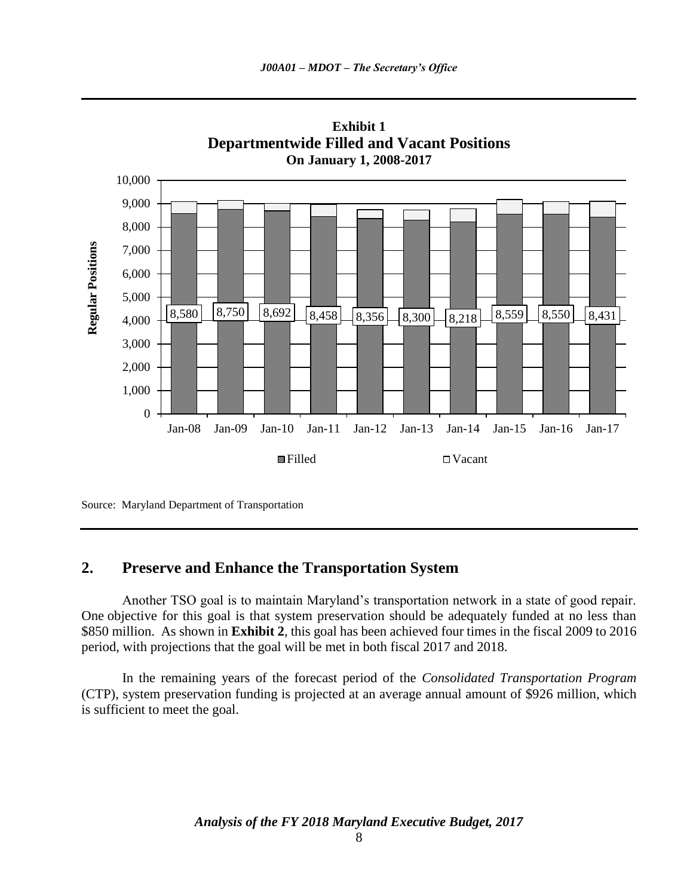**Exhibit 1**
**Departmentwide Filled and Vacant Positions**
**On January 1, 2008-2017**

| | Jan-08 | Jan-09 | Jan-10 | Jan-11 | Jan-12 | Jan-13 | Jan-14 | Jan-15 | Jan-16 | Jan-17 |
|---|---|---|---|---|---|---|---|---|---|---|
| Filled | 8,580 | 8,750 | 8,692 | 8,458 | 8,356 | 8,300 | 8,218 | 8,559 | 8,550 | 8,431 |

Source: Maryland Department of Transportation

## 2. Preserve and Enhance the Transportation System

Another TSO goal is to maintain Maryland's transportation network in a state of good repair. One objective for this goal is that system preservation should be adequately funded at no less than \$850 million. As shown in **Exhibit 2**, this goal has been achieved four times in the fiscal 2009 to 2016 period, with projections that the goal will be met in both fiscal 2017 and 2018.

In the remaining years of the forecast period of the *Consolidated Transportation Program* (CTP), system preservation funding is projected at an average annual amount of \$926 million, which is sufficient to meet the goal.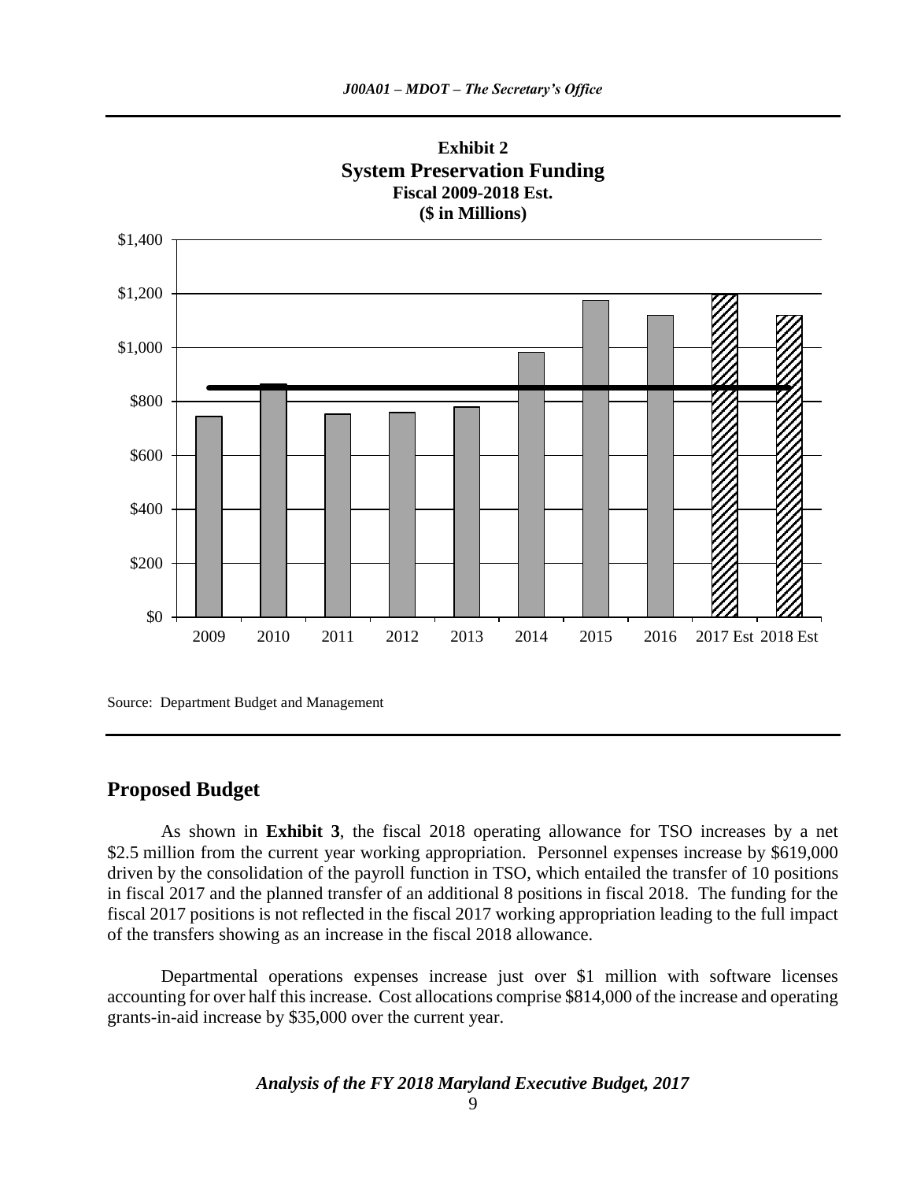**Exhibit 2**
**System Preservation Funding**
**Fiscal 2009-2018 Est.**
**($ in Millions)**

Source: Department Budget and Management

## Proposed Budget

As shown in **Exhibit 3**, the fiscal 2018 operating allowance for TSO increases by a net $2.5 million from the current year working appropriation. Personnel expenses increase by $619,000 driven by the consolidation of the payroll function in TSO, which entailed the transfer of 10 positions in fiscal 2017 and the planned transfer of an additional 8 positions in fiscal 2018. The funding for the fiscal 2017 positions is not reflected in the fiscal 2017 working appropriation leading to the full impact of the transfers showing as an increase in the fiscal 2018 allowance.

Departmental operations expenses increase just over $1 million with software licenses accounting for over half this increase. Cost allocations comprise $814,000 of the increase and operating grants-in-aid increase by $35,000 over the current year.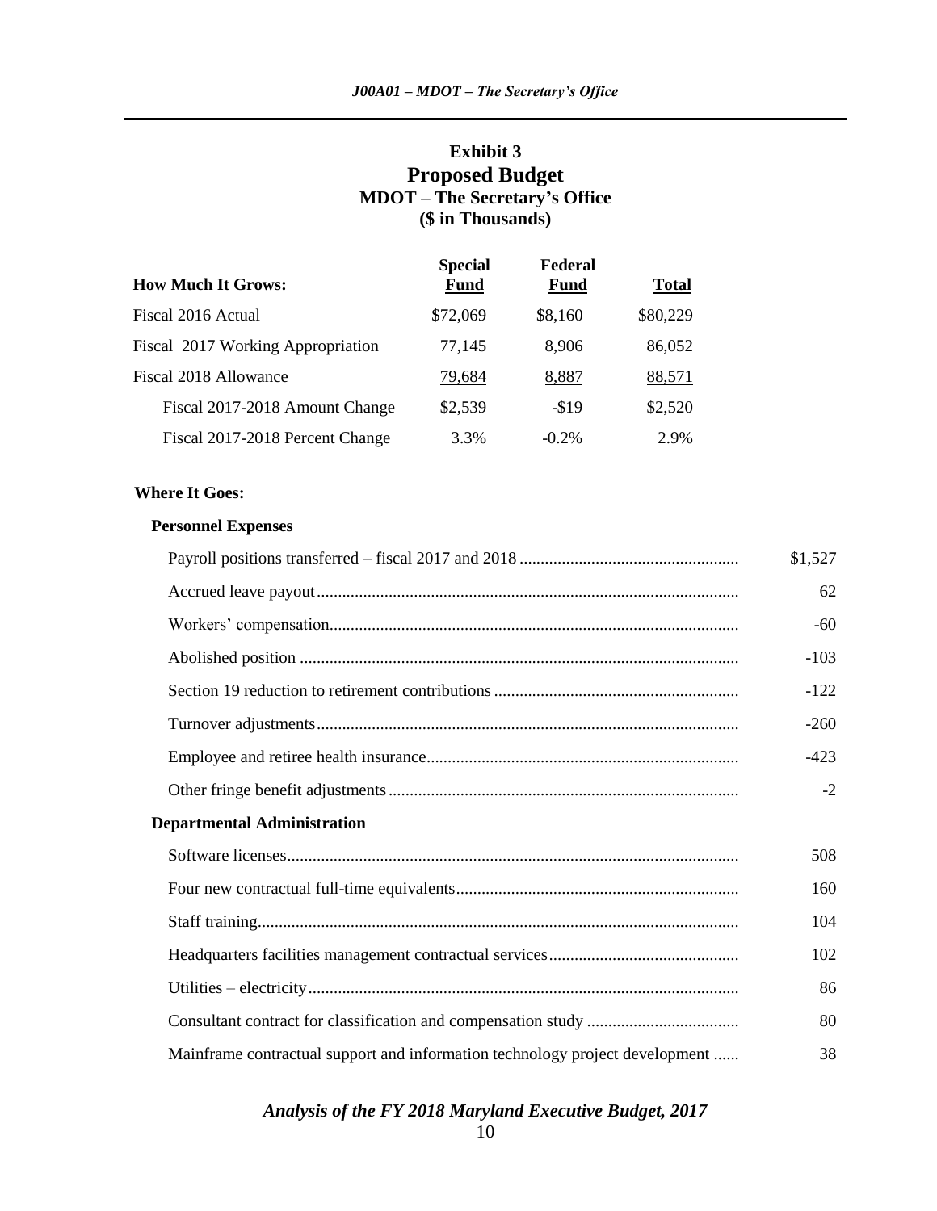## Exhibit 3
## Proposed Budget
### MDOT – The Secretary's Office
### ($ in Thousands)

| How Much It Grows: | Special Fund | Federal Fund | Total |
|---|---|---|---|
| Fiscal 2016 Actual | $72,069 | $8,160 | $80,229 |
| Fiscal 2017 Working Appropriation | 77,145 | 8,906 | 86,052 |
| Fiscal 2018 Allowance | 79,684 | 8,887 | 88,571 |
| Fiscal 2017-2018 Amount Change | $2,539 | -$19 | $2,520 |
| Fiscal 2017-2018 Percent Change | 3.3% | -0.2% | 2.9% |

**Where It Goes:**

| | |
|---|---|
| **Personnel Expenses** | |
| Payroll positions transferred – fiscal 2017 and 2018 | $1,527 |
| Accrued leave payout | 62 |
| Workers' compensation | -60 |
| Abolished position | -103 |
| Section 19 reduction to retirement contributions | -122 |
| Turnover adjustments | -260 |
| Employee and retiree health insurance | -423 |
| Other fringe benefit adjustments | -2 |
| **Departmental Administration** | |
| Software licenses | 508 |
| Four new contractual full-time equivalents | 160 |
| Staff training | 104 |
| Headquarters facilities management contractual services | 102 |
| Utilities – electricity | 86 |
| Consultant contract for classification and compensation study | 80 |
| Mainframe contractual support and information technology project development | 38 |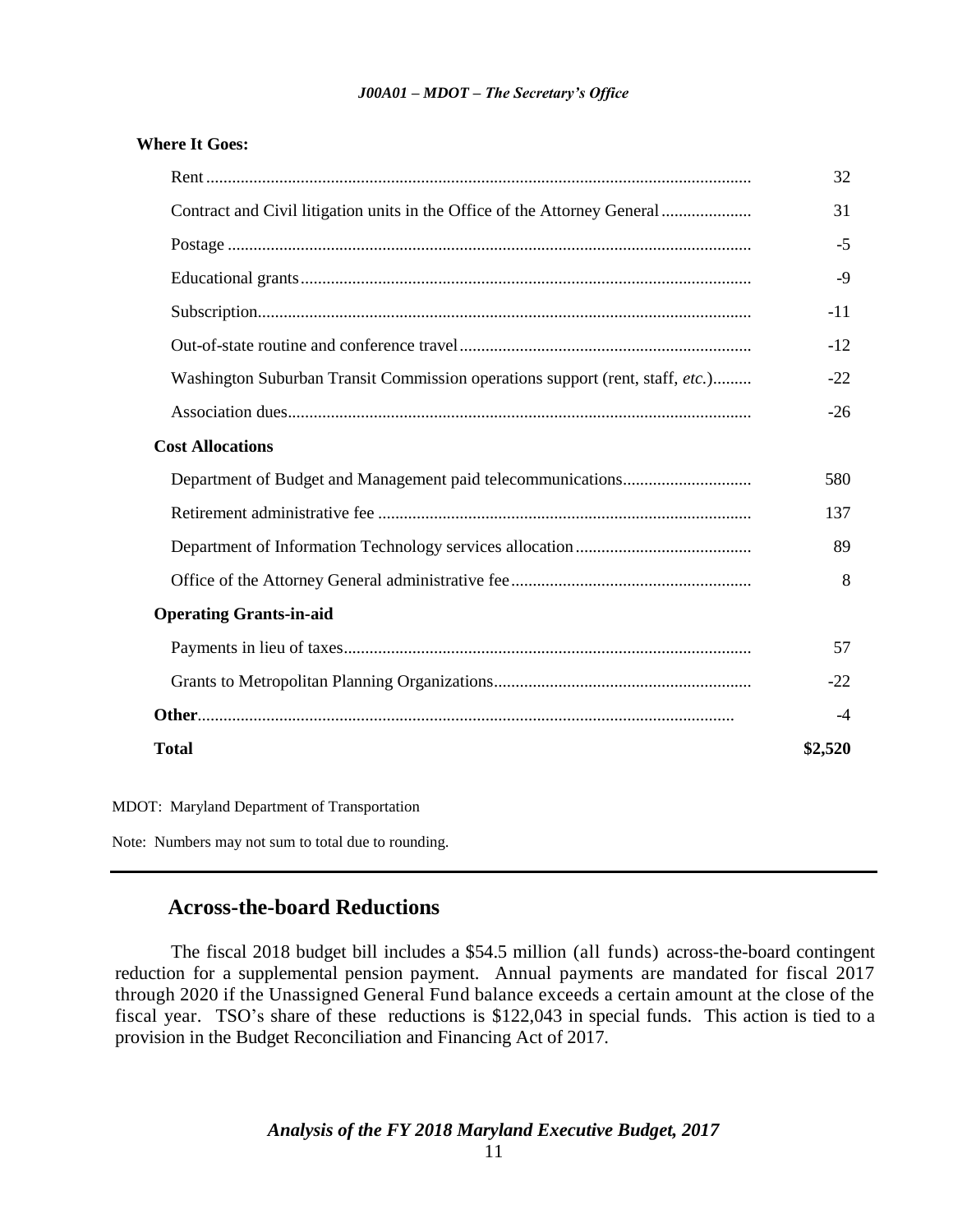**Where It Goes:**

| | |
|---|---|
| Rent | 32 |
| Contract and Civil litigation units in the Office of the Attorney General | 31 |
| Postage | -5 |
| Educational grants | -9 |
| Subscription | -11 |
| Out-of-state routine and conference travel | -12 |
| Washington Suburban Transit Commission operations support (rent, staff, *etc.*) | -22 |
| Association dues | -26 |
| **Cost Allocations** | |
| Department of Budget and Management paid telecommunications | 580 |
| Retirement administrative fee | 137 |
| Department of Information Technology services allocation | 89 |
| Office of the Attorney General administrative fee | 8 |
| **Operating Grants-in-aid** | |
| Payments in lieu of taxes | 57 |
| Grants to Metropolitan Planning Organizations | -22 |
| **Other** | -4 |
| **Total** | **$2,520** |

MDOT: Maryland Department of Transportation

Note: Numbers may not sum to total due to rounding.

## Across-the-board Reductions

The fiscal 2018 budget bill includes a $54.5 million (all funds) across-the-board contingent reduction for a supplemental pension payment. Annual payments are mandated for fiscal 2017 through 2020 if the Unassigned General Fund balance exceeds a certain amount at the close of the fiscal year. TSO's share of these reductions is $122,043 in special funds. This action is tied to a provision in the Budget Reconciliation and Financing Act of 2017.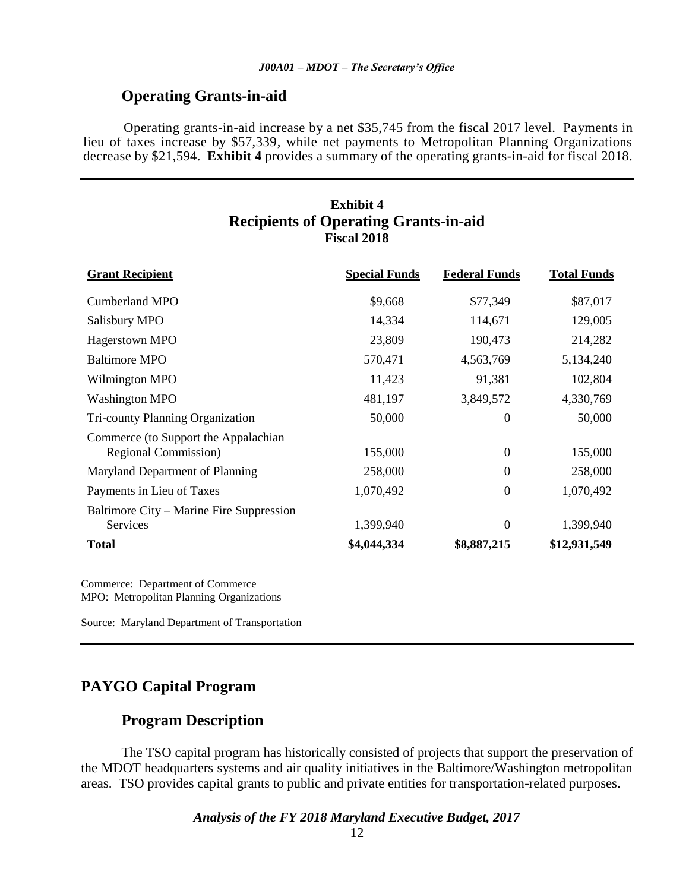## Operating Grants-in-aid

Operating grants-in-aid increase by a net $35,745 from the fiscal 2017 level. Payments in lieu of taxes increase by $57,339, while net payments to Metropolitan Planning Organizations decrease by $21,594. **Exhibit 4** provides a summary of the operating grants-in-aid for fiscal 2018.

**Exhibit 4**
**Recipients of Operating Grants-in-aid**
**Fiscal 2018**

| Grant Recipient | Special Funds | Federal Funds | Total Funds |
|---|---|---|---|
| Cumberland MPO | $9,668 | $77,349 | $87,017 |
| Salisbury MPO | 14,334 | 114,671 | 129,005 |
| Hagerstown MPO | 23,809 | 190,473 | 214,282 |
| Baltimore MPO | 570,471 | 4,563,769 | 5,134,240 |
| Wilmington MPO | 11,423 | 91,381 | 102,804 |
| Washington MPO | 481,197 | 3,849,572 | 4,330,769 |
| Tri-county Planning Organization | 50,000 | 0 | 50,000 |
| Commerce (to Support the Appalachian Regional Commission) | 155,000 | 0 | 155,000 |
| Maryland Department of Planning | 258,000 | 0 | 258,000 |
| Payments in Lieu of Taxes | 1,070,492 | 0 | 1,070,492 |
| Baltimore City – Marine Fire Suppression Services | 1,399,940 | 0 | 1,399,940 |
| **Total** | **$4,044,334** | **$8,887,215** | **$12,931,549** |

Commerce: Department of Commerce
MPO: Metropolitan Planning Organizations

Source: Maryland Department of Transportation

# PAYGO Capital Program

## Program Description

The TSO capital program has historically consisted of projects that support the preservation of the MDOT headquarters systems and air quality initiatives in the Baltimore/Washington metropolitan areas. TSO provides capital grants to public and private entities for transportation-related purposes.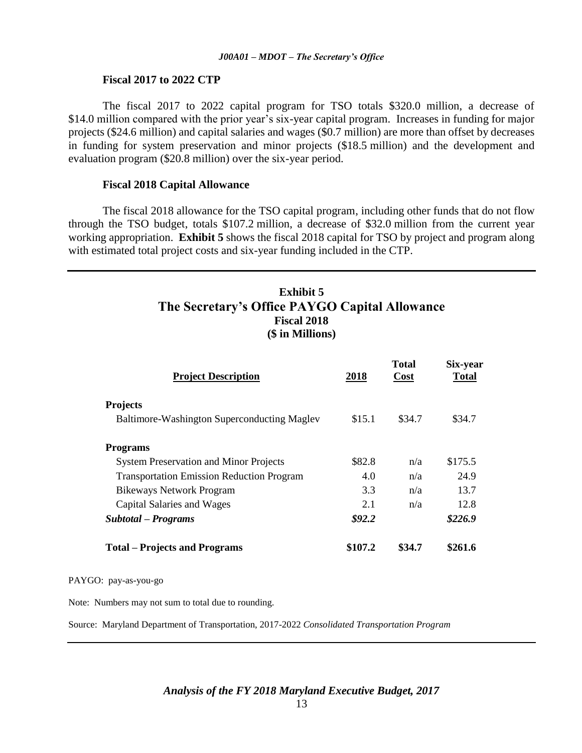### Fiscal 2017 to 2022 CTP

The fiscal 2017 to 2022 capital program for TSO totals \$320.0 million, a decrease of \$14.0 million compared with the prior year's six-year capital program. Increases in funding for major projects (\$24.6 million) and capital salaries and wages (\$0.7 million) are more than offset by decreases in funding for system preservation and minor projects (\$18.5 million) and the development and evaluation program (\$20.8 million) over the six-year period.

### Fiscal 2018 Capital Allowance

The fiscal 2018 allowance for the TSO capital program, including other funds that do not flow through the TSO budget, totals \$107.2 million, a decrease of \$32.0 million from the current year working appropriation. **Exhibit 5** shows the fiscal 2018 capital for TSO by project and program along with estimated total project costs and six-year funding included in the CTP.

**Exhibit 5**
**The Secretary's Office PAYGO Capital Allowance**
**Fiscal 2018**
**(\$ in Millions)**

| Project Description | 2018 | Total Cost | Six-year Total |
|---|---|---|---|
| **Projects** | | | |
| Baltimore-Washington Superconducting Maglev | \$15.1 | \$34.7 | \$34.7 |
| **Programs** | | | |
| System Preservation and Minor Projects | \$82.8 | n/a | \$175.5 |
| Transportation Emission Reduction Program | 4.0 | n/a | 24.9 |
| Bikeways Network Program | 3.3 | n/a | 13.7 |
| Capital Salaries and Wages | 2.1 | n/a | 12.8 |
| ***Subtotal – Programs*** | ***\$92.2*** | | ***\$226.9*** |
| **Total – Projects and Programs** | **\$107.2** | **\$34.7** | **\$261.6** |

PAYGO: pay-as-you-go

Note: Numbers may not sum to total due to rounding.

Source: Maryland Department of Transportation, 2017-2022 *Consolidated Transportation Program*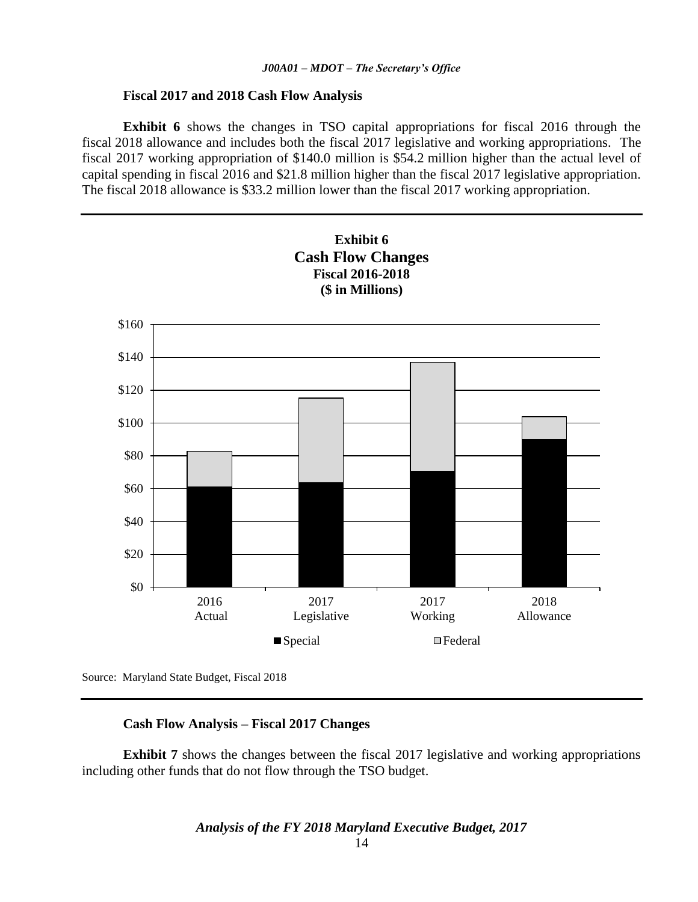**Fiscal 2017 and 2018 Cash Flow Analysis**

**Exhibit 6** shows the changes in TSO capital appropriations for fiscal 2016 through the fiscal 2018 allowance and includes both the fiscal 2017 legislative and working appropriations. The fiscal 2017 working appropriation of $140.0 million is $54.2 million higher than the actual level of capital spending in fiscal 2016 and $21.8 million higher than the fiscal 2017 legislative appropriation. The fiscal 2018 allowance is $33.2 million lower than the fiscal 2017 working appropriation.

**Exhibit 6**
**Cash Flow Changes**
**Fiscal 2016-2018**
**($ in Millions)**

Source: Maryland State Budget, Fiscal 2018

**Cash Flow Analysis – Fiscal 2017 Changes**

**Exhibit 7** shows the changes between the fiscal 2017 legislative and working appropriations including other funds that do not flow through the TSO budget.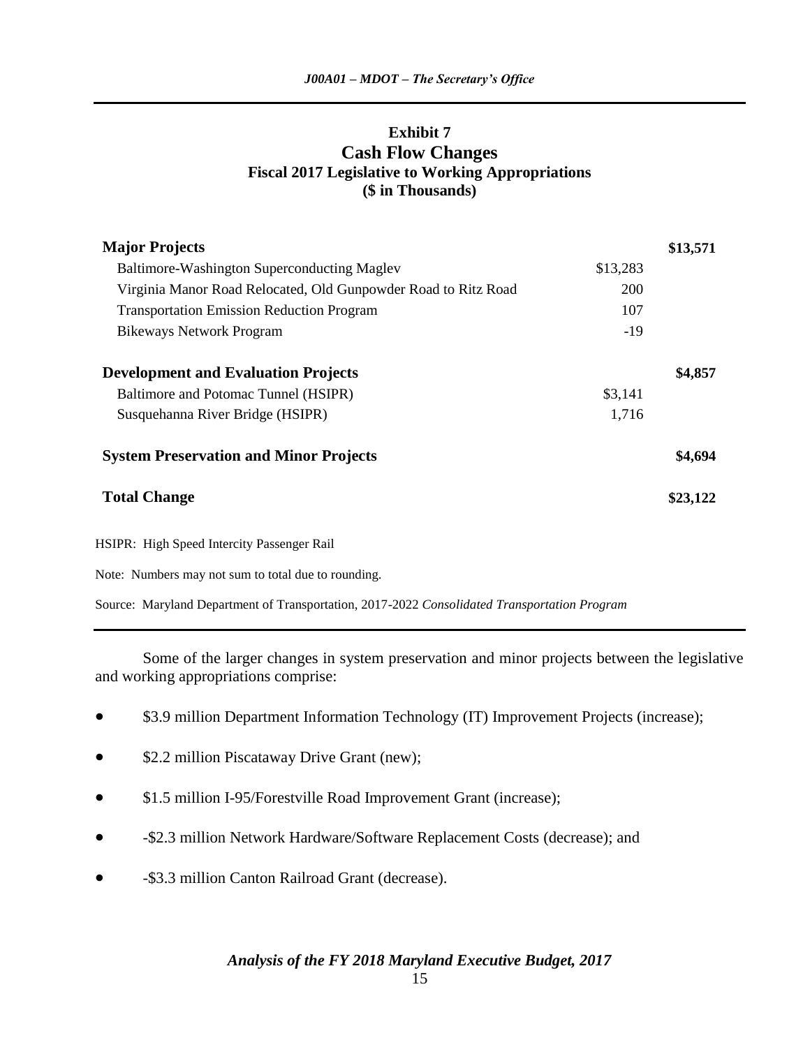### Exhibit 7
### Cash Flow Changes
### Fiscal 2017 Legislative to Working Appropriations
### ($ in Thousands)

| | | |
|---|---|---|
| **Major Projects** | | **$13,571** |
| Baltimore-Washington Superconducting Maglev | $13,283 | |
| Virginia Manor Road Relocated, Old Gunpowder Road to Ritz Road | 200 | |
| Transportation Emission Reduction Program | 107 | |
| Bikeways Network Program | -19 | |
| **Development and Evaluation Projects** | | **$4,857** |
| Baltimore and Potomac Tunnel (HSIPR) | $3,141 | |
| Susquehanna River Bridge (HSIPR) | 1,716 | |
| **System Preservation and Minor Projects** | | **$4,694** |
| **Total Change** | | **$23,122** |

HSIPR: High Speed Intercity Passenger Rail

Note: Numbers may not sum to total due to rounding.

Source: Maryland Department of Transportation, 2017-2022 *Consolidated Transportation Program*

Some of the larger changes in system preservation and minor projects between the legislative and working appropriations comprise:

- $3.9 million Department Information Technology (IT) Improvement Projects (increase);
- $2.2 million Piscataway Drive Grant (new);
- $1.5 million I-95/Forestville Road Improvement Grant (increase);
- -$2.3 million Network Hardware/Software Replacement Costs (decrease); and
- -$3.3 million Canton Railroad Grant (decrease).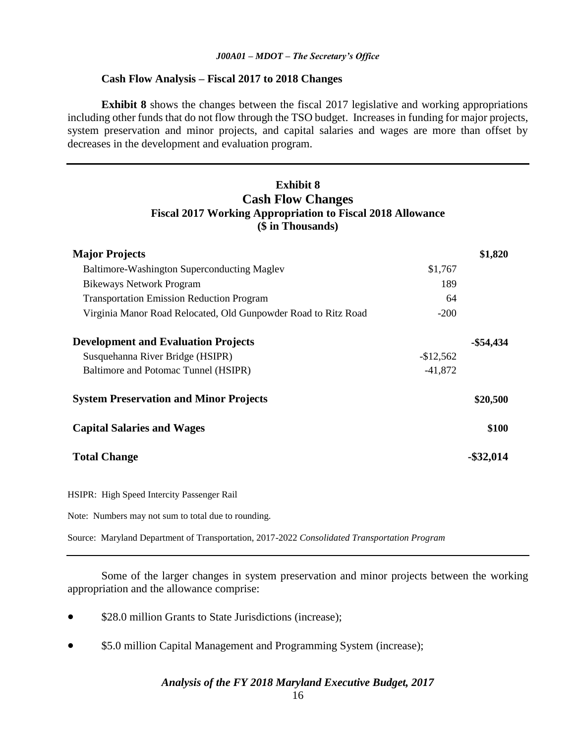### Cash Flow Analysis – Fiscal 2017 to 2018 Changes

**Exhibit 8** shows the changes between the fiscal 2017 legislative and working appropriations including other funds that do not flow through the TSO budget. Increases in funding for major projects, system preservation and minor projects, and capital salaries and wages are more than offset by decreases in the development and evaluation program.

**Exhibit 8**
**Cash Flow Changes**
**Fiscal 2017 Working Appropriation to Fiscal 2018 Allowance**
**($ in Thousands)**

| | | |
|---|---|---|
| **Major Projects** | | **$1,820** |
| Baltimore-Washington Superconducting Maglev | $1,767 | |
| Bikeways Network Program | 189 | |
| Transportation Emission Reduction Program | 64 | |
| Virginia Manor Road Relocated, Old Gunpowder Road to Ritz Road | -200 | |
| **Development and Evaluation Projects** | | **-$54,434** |
| Susquehanna River Bridge (HSIPR) | -$12,562 | |
| Baltimore and Potomac Tunnel (HSIPR) | -41,872 | |
| **System Preservation and Minor Projects** | | **$20,500** |
| **Capital Salaries and Wages** | | **$100** |
| **Total Change** | | **-$32,014** |

HSIPR: High Speed Intercity Passenger Rail

Note: Numbers may not sum to total due to rounding.

Source: Maryland Department of Transportation, 2017-2022 *Consolidated Transportation Program*

Some of the larger changes in system preservation and minor projects between the working appropriation and the allowance comprise:

- $28.0 million Grants to State Jurisdictions (increase);
- $5.0 million Capital Management and Programming System (increase);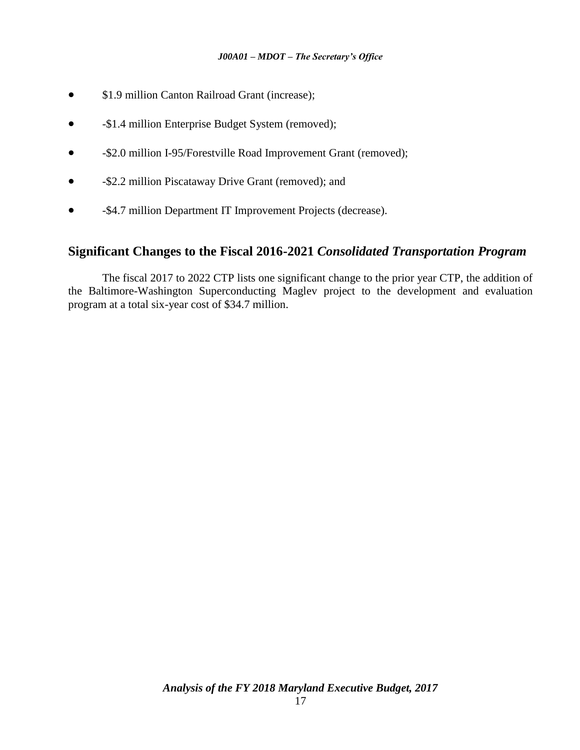- $1.9 million Canton Railroad Grant (increase);
- -$1.4 million Enterprise Budget System (removed);
- -$2.0 million I-95/Forestville Road Improvement Grant (removed);
- -$2.2 million Piscataway Drive Grant (removed); and
- -$4.7 million Department IT Improvement Projects (decrease).

## Significant Changes to the Fiscal 2016-2021 *Consolidated Transportation Program*

The fiscal 2017 to 2022 CTP lists one significant change to the prior year CTP, the addition of the Baltimore-Washington Superconducting Maglev project to the development and evaluation program at a total six-year cost of $34.7 million.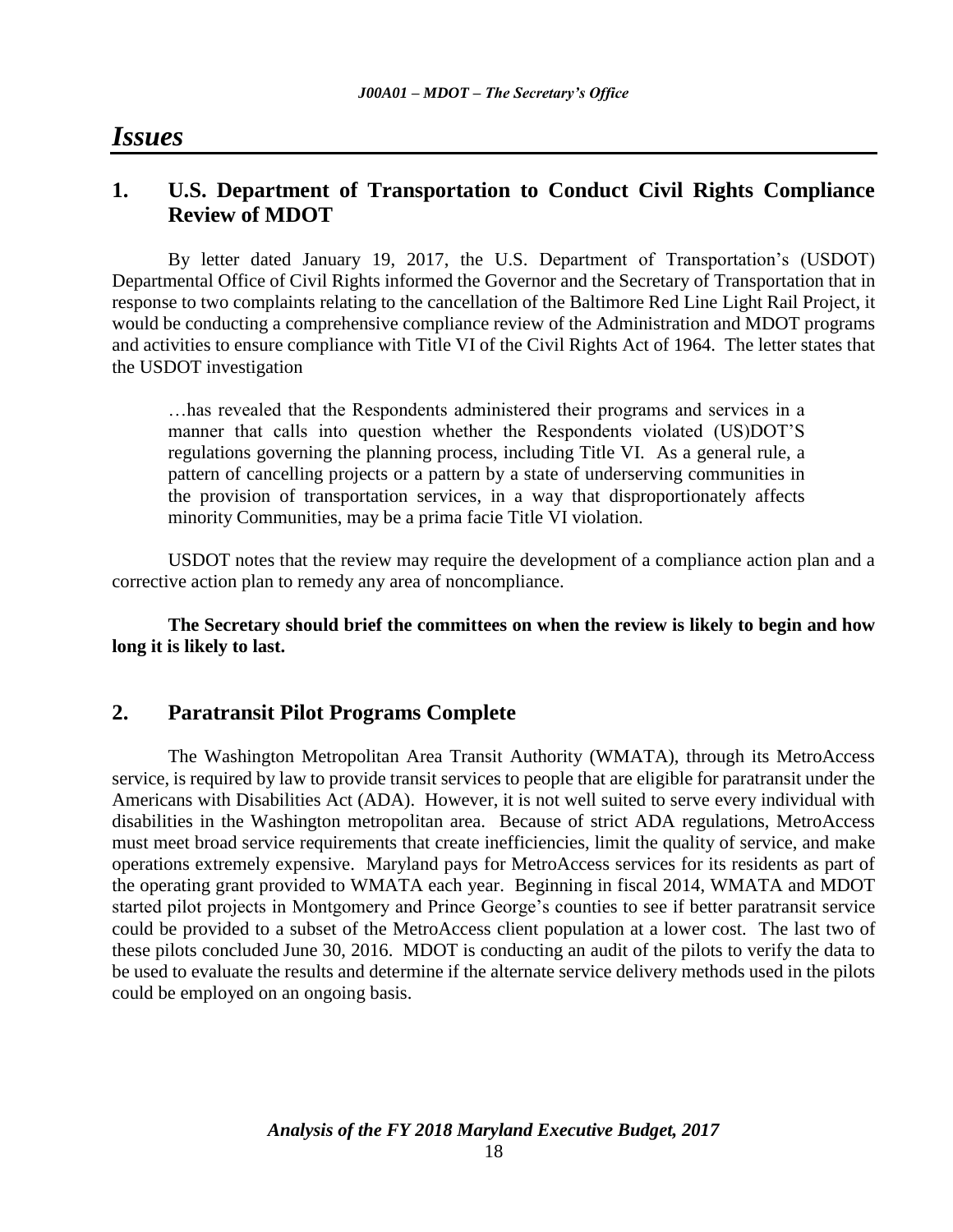# *Issues*

## 1. U.S. Department of Transportation to Conduct Civil Rights Compliance Review of MDOT

By letter dated January 19, 2017, the U.S. Department of Transportation's (USDOT) Departmental Office of Civil Rights informed the Governor and the Secretary of Transportation that in response to two complaints relating to the cancellation of the Baltimore Red Line Light Rail Project, it would be conducting a comprehensive compliance review of the Administration and MDOT programs and activities to ensure compliance with Title VI of the Civil Rights Act of 1964. The letter states that the USDOT investigation

> …has revealed that the Respondents administered their programs and services in a manner that calls into question whether the Respondents violated (US)DOT'S regulations governing the planning process, including Title VI. As a general rule, a pattern of cancelling projects or a pattern by a state of underserving communities in the provision of transportation services, in a way that disproportionately affects minority Communities, may be a prima facie Title VI violation.

USDOT notes that the review may require the development of a compliance action plan and a corrective action plan to remedy any area of noncompliance.

**The Secretary should brief the committees on when the review is likely to begin and how long it is likely to last.**

## 2. Paratransit Pilot Programs Complete

The Washington Metropolitan Area Transit Authority (WMATA), through its MetroAccess service, is required by law to provide transit services to people that are eligible for paratransit under the Americans with Disabilities Act (ADA). However, it is not well suited to serve every individual with disabilities in the Washington metropolitan area. Because of strict ADA regulations, MetroAccess must meet broad service requirements that create inefficiencies, limit the quality of service, and make operations extremely expensive. Maryland pays for MetroAccess services for its residents as part of the operating grant provided to WMATA each year. Beginning in fiscal 2014, WMATA and MDOT started pilot projects in Montgomery and Prince George's counties to see if better paratransit service could be provided to a subset of the MetroAccess client population at a lower cost. The last two of these pilots concluded June 30, 2016. MDOT is conducting an audit of the pilots to verify the data to be used to evaluate the results and determine if the alternate service delivery methods used in the pilots could be employed on an ongoing basis.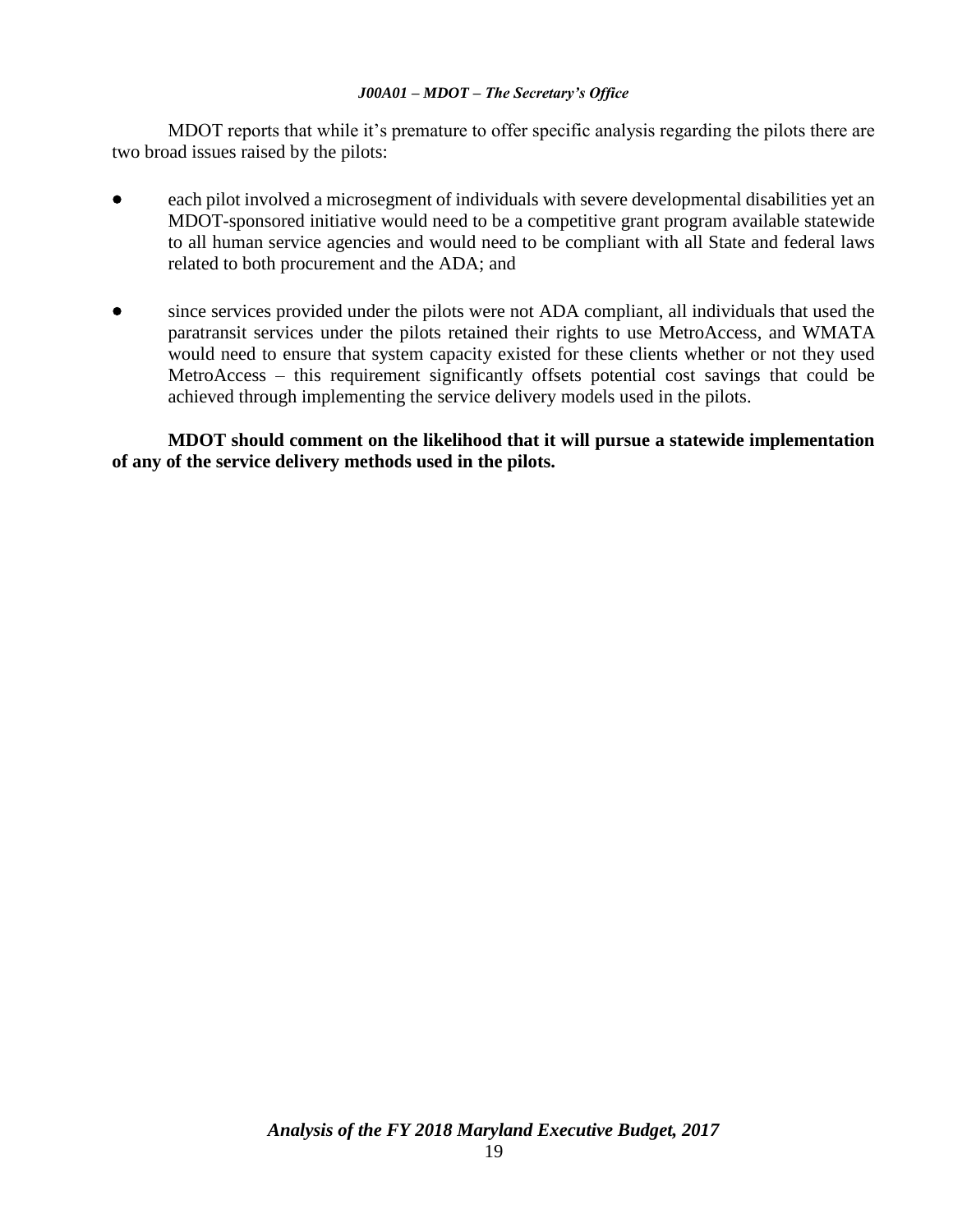MDOT reports that while it's premature to offer specific analysis regarding the pilots there are two broad issues raised by the pilots:

- each pilot involved a microsegment of individuals with severe developmental disabilities yet an MDOT-sponsored initiative would need to be a competitive grant program available statewide to all human service agencies and would need to be compliant with all State and federal laws related to both procurement and the ADA; and

- since services provided under the pilots were not ADA compliant, all individuals that used the paratransit services under the pilots retained their rights to use MetroAccess, and WMATA would need to ensure that system capacity existed for these clients whether or not they used MetroAccess – this requirement significantly offsets potential cost savings that could be achieved through implementing the service delivery models used in the pilots.

**MDOT should comment on the likelihood that it will pursue a statewide implementation of any of the service delivery methods used in the pilots.**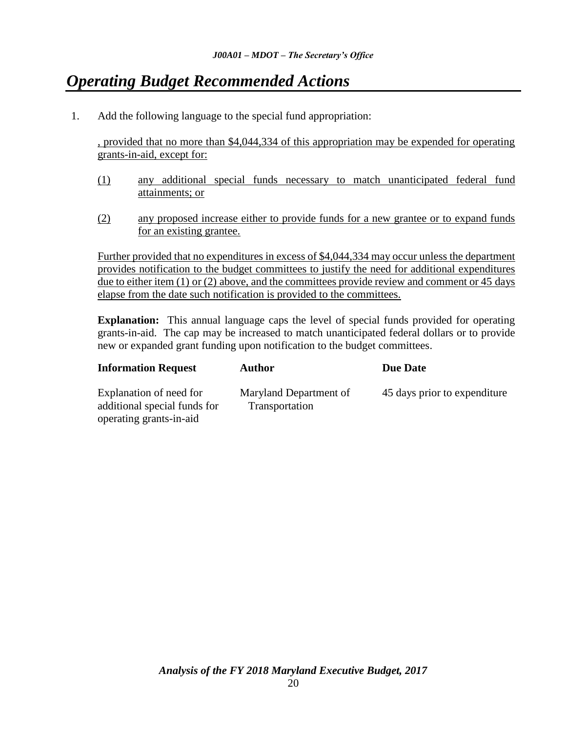# Operating Budget Recommended Actions

1. Add the following language to the special fund appropriation:

   , provided that no more than $4,044,334 of this appropriation may be expended for operating grants-in-aid, except for:

   (1) any additional special funds necessary to match unanticipated federal fund attainments; or

   (2) any proposed increase either to provide funds for a new grantee or to expand funds for an existing grantee.

   Further provided that no expenditures in excess of $4,044,334 may occur unless the department provides notification to the budget committees to justify the need for additional expenditures due to either item (1) or (2) above, and the committees provide review and comment or 45 days elapse from the date such notification is provided to the committees.

   **Explanation:** This annual language caps the level of special funds provided for operating grants-in-aid. The cap may be increased to match unanticipated federal dollars or to provide new or expanded grant funding upon notification to the budget committees.

| Information Request | Author | Due Date |
| --- | --- | --- |
| Explanation of need for additional special funds for operating grants-in-aid | Maryland Department of Transportation | 45 days prior to expenditure |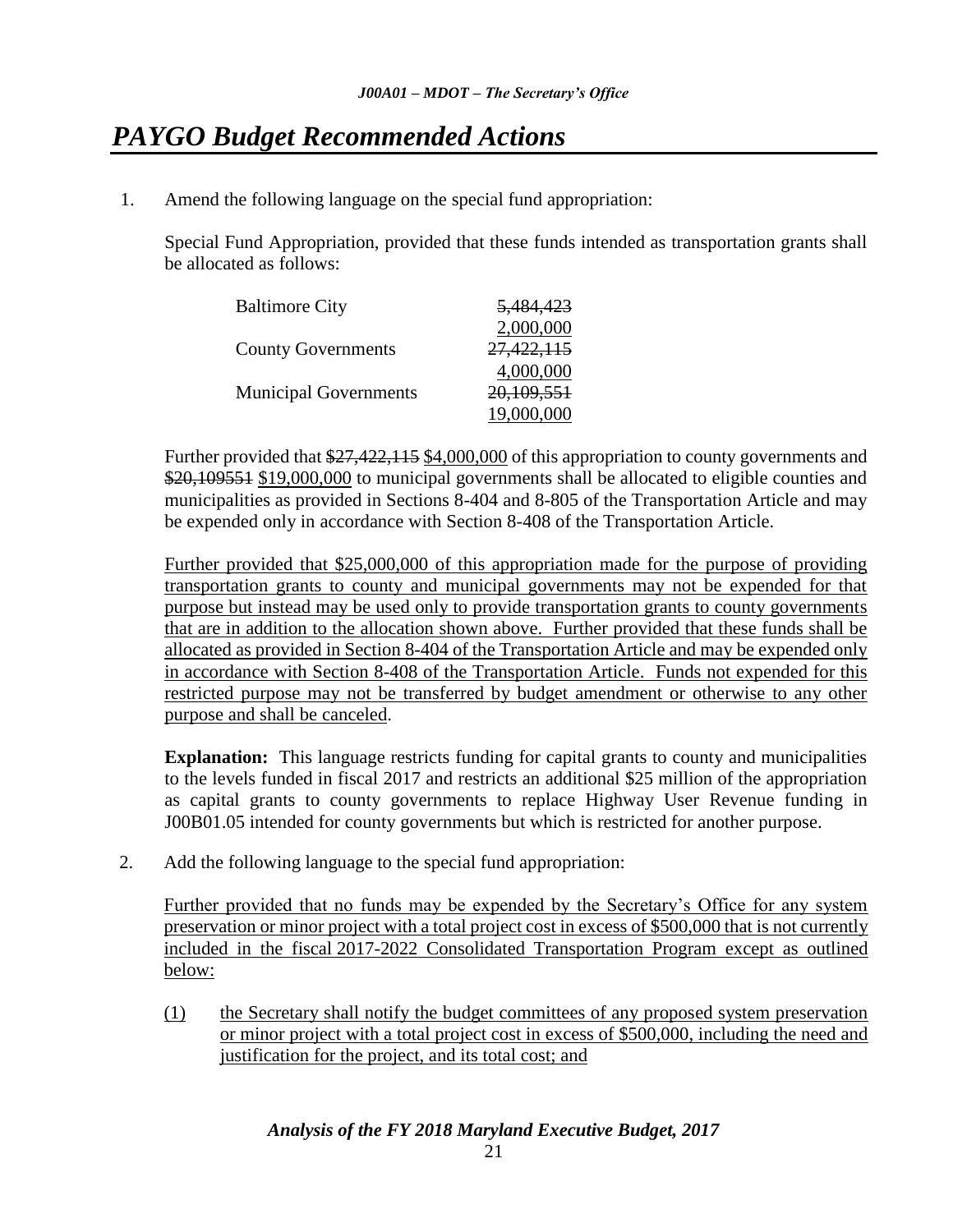# *PAYGO Budget Recommended Actions*

1. Amend the following language on the special fund appropriation:

   Special Fund Appropriation, provided that these funds intended as transportation grants shall be allocated as follows:

   | | |
   |---|---|
   | Baltimore City | ~~5,484,423~~ <u>2,000,000</u> |
   | County Governments | ~~27,422,115~~ <u>4,000,000</u> |
   | Municipal Governments | ~~20,109,551~~ <u>19,000,000</u> |

   Further provided that ~~$27,422,115~~ <u>$4,000,000</u> of this appropriation to county governments and ~~$20,109551~~ <u>$19,000,000</u> to municipal governments shall be allocated to eligible counties and municipalities as provided in Sections 8-404 and 8-805 of the Transportation Article and may be expended only in accordance with Section 8-408 of the Transportation Article.

   <u>Further provided that $25,000,000 of this appropriation made for the purpose of providing transportation grants to county and municipal governments may not be expended for that purpose but instead may be used only to provide transportation grants to county governments that are in addition to the allocation shown above. Further provided that these funds shall be allocated as provided in Section 8-404 of the Transportation Article and may be expended only in accordance with Section 8-408 of the Transportation Article. Funds not expended for this restricted purpose may not be transferred by budget amendment or otherwise to any other purpose and shall be canceled</u>.

   **Explanation:** This language restricts funding for capital grants to county and municipalities to the levels funded in fiscal 2017 and restricts an additional $25 million of the appropriation as capital grants to county governments to replace Highway User Revenue funding in J00B01.05 intended for county governments but which is restricted for another purpose.

2. Add the following language to the special fund appropriation:

   <u>Further provided that no funds may be expended by the Secretary's Office for any system preservation or minor project with a total project cost in excess of $500,000 that is not currently included in the fiscal 2017-2022 Consolidated Transportation Program except as outlined below:</u>

   <u>(1)</u> <u>the Secretary shall notify the budget committees of any proposed system preservation or minor project with a total project cost in excess of $500,000, including the need and justification for the project, and its total cost; and</u>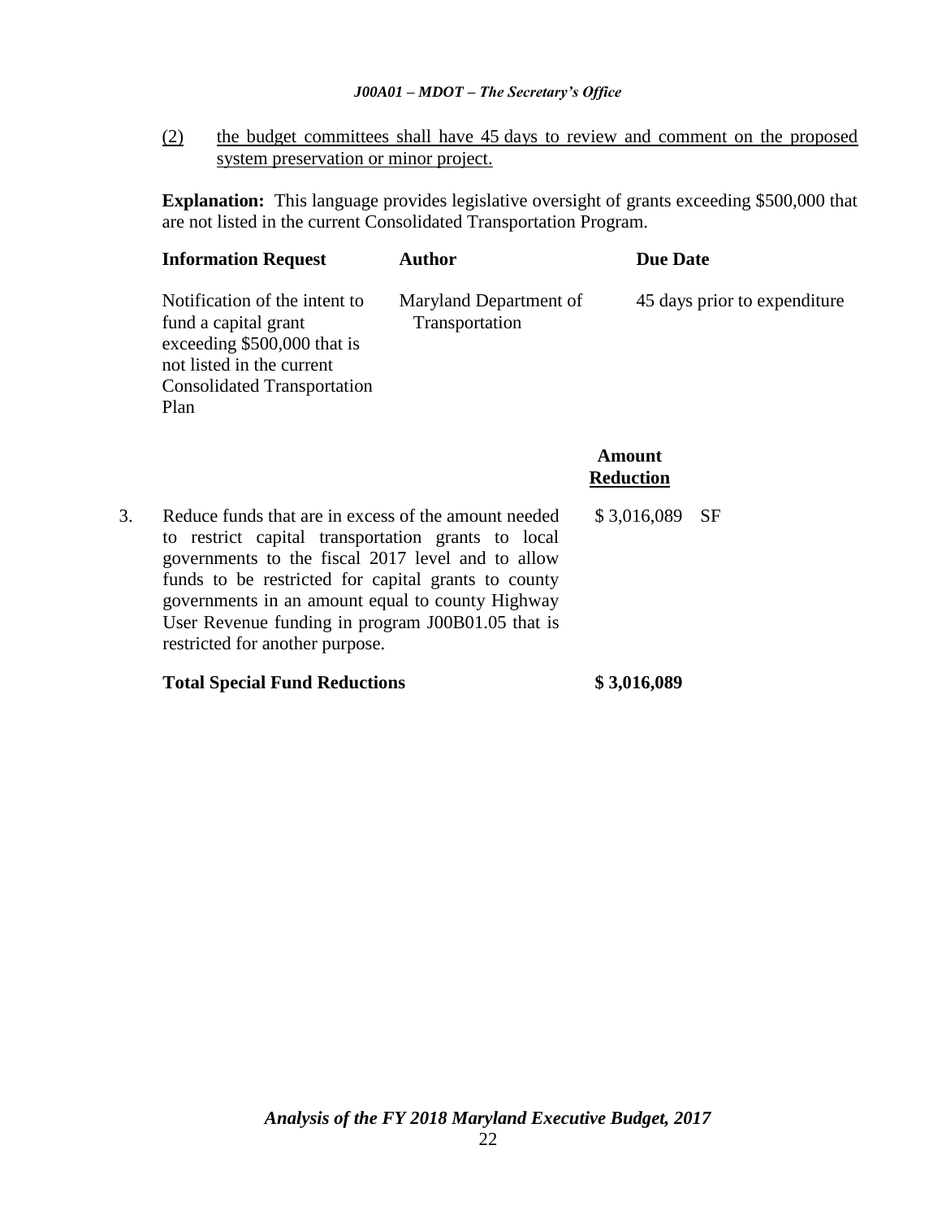(2) <u>the budget committees shall have 45 days to review and comment on the proposed system preservation or minor project.</u>

**Explanation:** This language provides legislative oversight of grants exceeding $500,000 that are not listed in the current Consolidated Transportation Program.

| **Information Request** | **Author** | **Due Date** |
|---|---|---|
| Notification of the intent to fund a capital grant exceeding $500,000 that is not listed in the current Consolidated Transportation Plan | Maryland Department of Transportation | 45 days prior to expenditure |

| | | **Amount Reduction** | |
|---|---|---|---|
| 3. | Reduce funds that are in excess of the amount needed to restrict capital transportation grants to local governments to the fiscal 2017 level and to allow funds to be restricted for capital grants to county governments in an amount equal to county Highway User Revenue funding in program J00B01.05 that is restricted for another purpose. | $ 3,016,089 | SF |
| | **Total Special Fund Reductions** | **$ 3,016,089** | |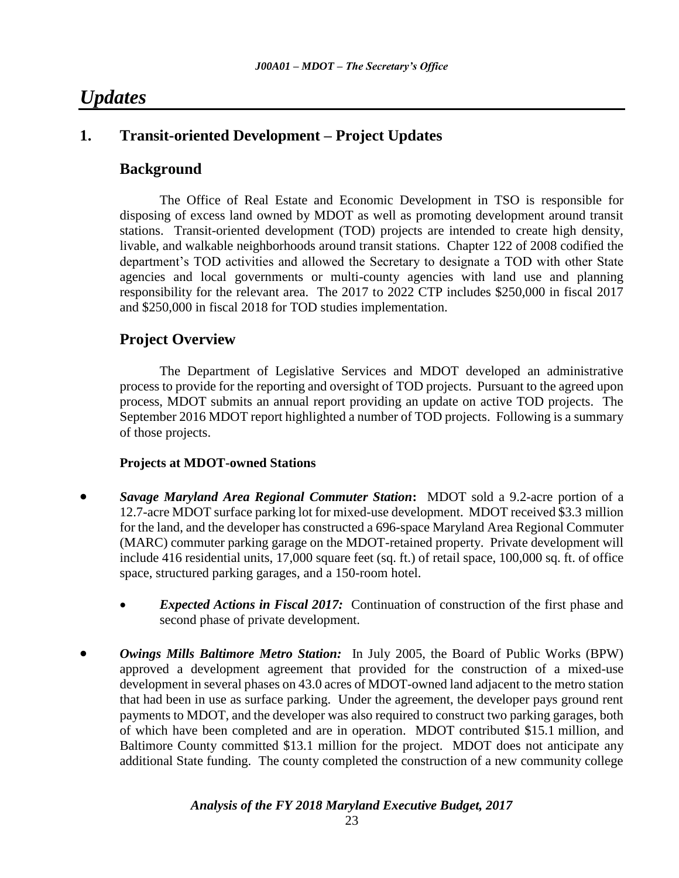# *Updates*

## 1. Transit-oriented Development – Project Updates

### Background

The Office of Real Estate and Economic Development in TSO is responsible for disposing of excess land owned by MDOT as well as promoting development around transit stations. Transit-oriented development (TOD) projects are intended to create high density, livable, and walkable neighborhoods around transit stations. Chapter 122 of 2008 codified the department's TOD activities and allowed the Secretary to designate a TOD with other State agencies and local governments or multi-county agencies with land use and planning responsibility for the relevant area. The 2017 to 2022 CTP includes $250,000 in fiscal 2017 and $250,000 in fiscal 2018 for TOD studies implementation.

### Project Overview

The Department of Legislative Services and MDOT developed an administrative process to provide for the reporting and oversight of TOD projects. Pursuant to the agreed upon process, MDOT submits an annual report providing an update on active TOD projects. The September 2016 MDOT report highlighted a number of TOD projects. Following is a summary of those projects.

**Projects at MDOT-owned Stations**

- ***Savage Maryland Area Regional Commuter Station*:** MDOT sold a 9.2-acre portion of a 12.7-acre MDOT surface parking lot for mixed-use development. MDOT received $3.3 million for the land, and the developer has constructed a 696-space Maryland Area Regional Commuter (MARC) commuter parking garage on the MDOT-retained property. Private development will include 416 residential units, 17,000 square feet (sq. ft.) of retail space, 100,000 sq. ft. of office space, structured parking garages, and a 150-room hotel.
  - ***Expected Actions in Fiscal 2017:*** Continuation of construction of the first phase and second phase of private development.
- ***Owings Mills Baltimore Metro Station:*** In July 2005, the Board of Public Works (BPW) approved a development agreement that provided for the construction of a mixed-use development in several phases on 43.0 acres of MDOT-owned land adjacent to the metro station that had been in use as surface parking. Under the agreement, the developer pays ground rent payments to MDOT, and the developer was also required to construct two parking garages, both of which have been completed and are in operation. MDOT contributed $15.1 million, and Baltimore County committed $13.1 million for the project. MDOT does not anticipate any additional State funding. The county completed the construction of a new community college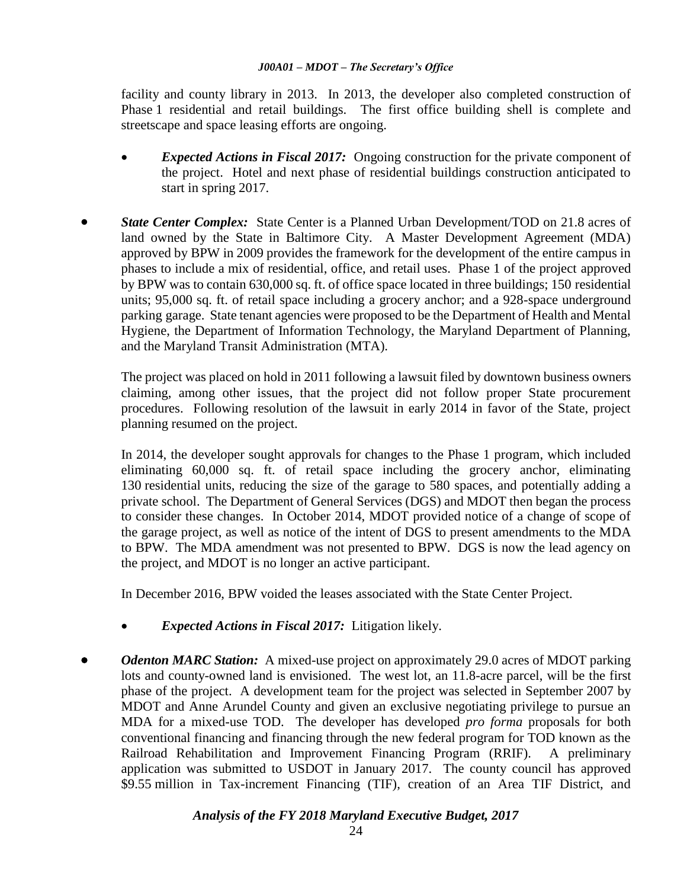facility and county library in 2013. In 2013, the developer also completed construction of Phase 1 residential and retail buildings. The first office building shell is complete and streetscape and space leasing efforts are ongoing.

- ***Expected Actions in Fiscal 2017:*** Ongoing construction for the private component of the project. Hotel and next phase of residential buildings construction anticipated to start in spring 2017.

- ***State Center Complex:*** State Center is a Planned Urban Development/TOD on 21.8 acres of land owned by the State in Baltimore City. A Master Development Agreement (MDA) approved by BPW in 2009 provides the framework for the development of the entire campus in phases to include a mix of residential, office, and retail uses. Phase 1 of the project approved by BPW was to contain 630,000 sq. ft. of office space located in three buildings; 150 residential units; 95,000 sq. ft. of retail space including a grocery anchor; and a 928-space underground parking garage. State tenant agencies were proposed to be the Department of Health and Mental Hygiene, the Department of Information Technology, the Maryland Department of Planning, and the Maryland Transit Administration (MTA).

  The project was placed on hold in 2011 following a lawsuit filed by downtown business owners claiming, among other issues, that the project did not follow proper State procurement procedures. Following resolution of the lawsuit in early 2014 in favor of the State, project planning resumed on the project.

  In 2014, the developer sought approvals for changes to the Phase 1 program, which included eliminating 60,000 sq. ft. of retail space including the grocery anchor, eliminating 130 residential units, reducing the size of the garage to 580 spaces, and potentially adding a private school. The Department of General Services (DGS) and MDOT then began the process to consider these changes. In October 2014, MDOT provided notice of a change of scope of the garage project, as well as notice of the intent of DGS to present amendments to the MDA to BPW. The MDA amendment was not presented to BPW. DGS is now the lead agency on the project, and MDOT is no longer an active participant.

  In December 2016, BPW voided the leases associated with the State Center Project.

  - ***Expected Actions in Fiscal 2017:*** Litigation likely.

- ***Odenton MARC Station:*** A mixed-use project on approximately 29.0 acres of MDOT parking lots and county-owned land is envisioned. The west lot, an 11.8-acre parcel, will be the first phase of the project. A development team for the project was selected in September 2007 by MDOT and Anne Arundel County and given an exclusive negotiating privilege to pursue an MDA for a mixed-use TOD. The developer has developed *pro forma* proposals for both conventional financing and financing through the new federal program for TOD known as the Railroad Rehabilitation and Improvement Financing Program (RRIF). A preliminary application was submitted to USDOT in January 2017. The county council has approved $9.55 million in Tax-increment Financing (TIF), creation of an Area TIF District, and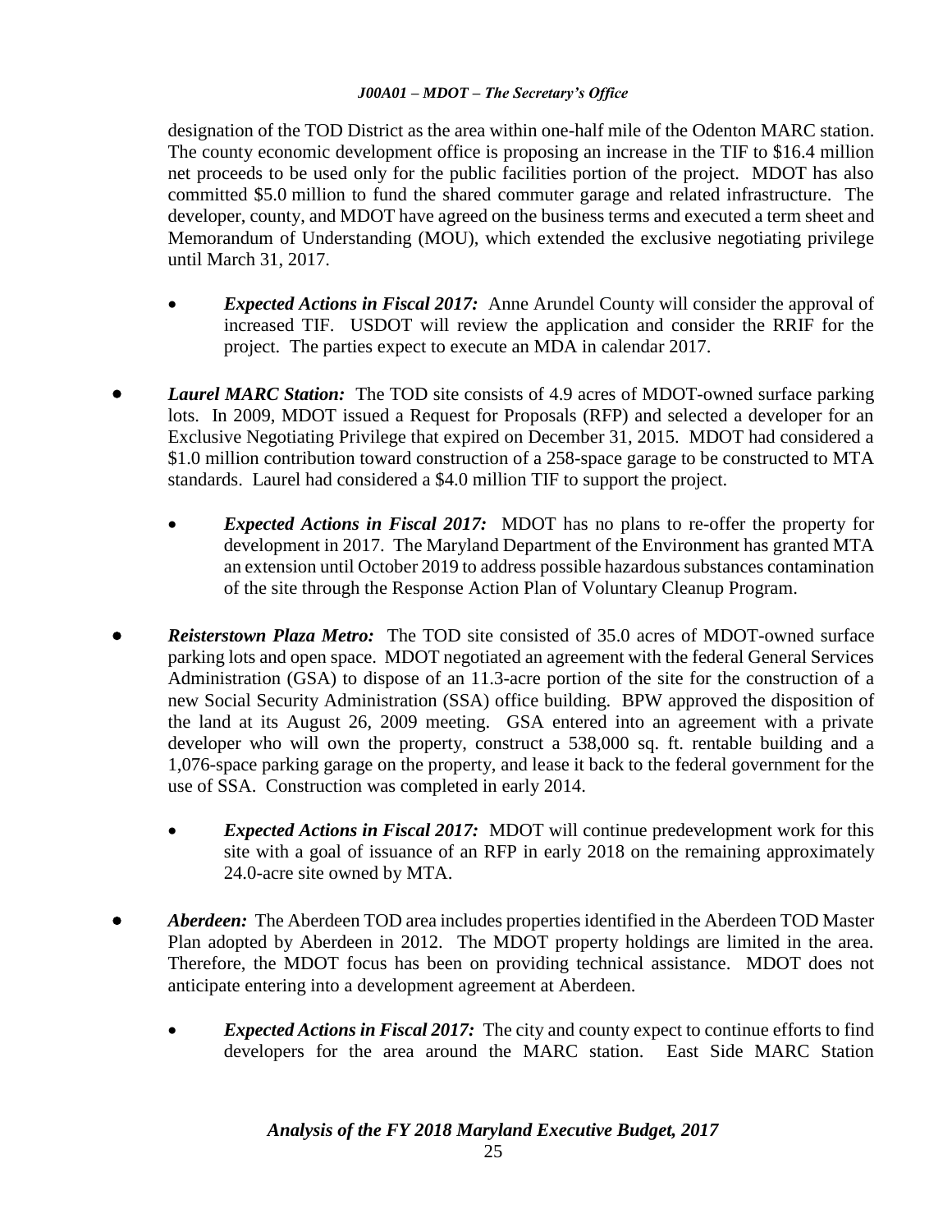designation of the TOD District as the area within one-half mile of the Odenton MARC station. The county economic development office is proposing an increase in the TIF to \$16.4 million net proceeds to be used only for the public facilities portion of the project. MDOT has also committed \$5.0 million to fund the shared commuter garage and related infrastructure. The developer, county, and MDOT have agreed on the business terms and executed a term sheet and Memorandum of Understanding (MOU), which extended the exclusive negotiating privilege until March 31, 2017.

- ***Expected Actions in Fiscal 2017:*** Anne Arundel County will consider the approval of increased TIF. USDOT will review the application and consider the RRIF for the project. The parties expect to execute an MDA in calendar 2017.

- ***Laurel MARC Station:*** The TOD site consists of 4.9 acres of MDOT-owned surface parking lots. In 2009, MDOT issued a Request for Proposals (RFP) and selected a developer for an Exclusive Negotiating Privilege that expired on December 31, 2015. MDOT had considered a \$1.0 million contribution toward construction of a 258-space garage to be constructed to MTA standards. Laurel had considered a \$4.0 million TIF to support the project.

  - ***Expected Actions in Fiscal 2017:*** MDOT has no plans to re-offer the property for development in 2017. The Maryland Department of the Environment has granted MTA an extension until October 2019 to address possible hazardous substances contamination of the site through the Response Action Plan of Voluntary Cleanup Program.

- ***Reisterstown Plaza Metro:*** The TOD site consisted of 35.0 acres of MDOT-owned surface parking lots and open space. MDOT negotiated an agreement with the federal General Services Administration (GSA) to dispose of an 11.3-acre portion of the site for the construction of a new Social Security Administration (SSA) office building. BPW approved the disposition of the land at its August 26, 2009 meeting. GSA entered into an agreement with a private developer who will own the property, construct a 538,000 sq. ft. rentable building and a 1,076-space parking garage on the property, and lease it back to the federal government for the use of SSA. Construction was completed in early 2014.

  - ***Expected Actions in Fiscal 2017:*** MDOT will continue predevelopment work for this site with a goal of issuance of an RFP in early 2018 on the remaining approximately 24.0-acre site owned by MTA.

- ***Aberdeen:*** The Aberdeen TOD area includes properties identified in the Aberdeen TOD Master Plan adopted by Aberdeen in 2012. The MDOT property holdings are limited in the area. Therefore, the MDOT focus has been on providing technical assistance. MDOT does not anticipate entering into a development agreement at Aberdeen.

  - ***Expected Actions in Fiscal 2017:*** The city and county expect to continue efforts to find developers for the area around the MARC station. East Side MARC Station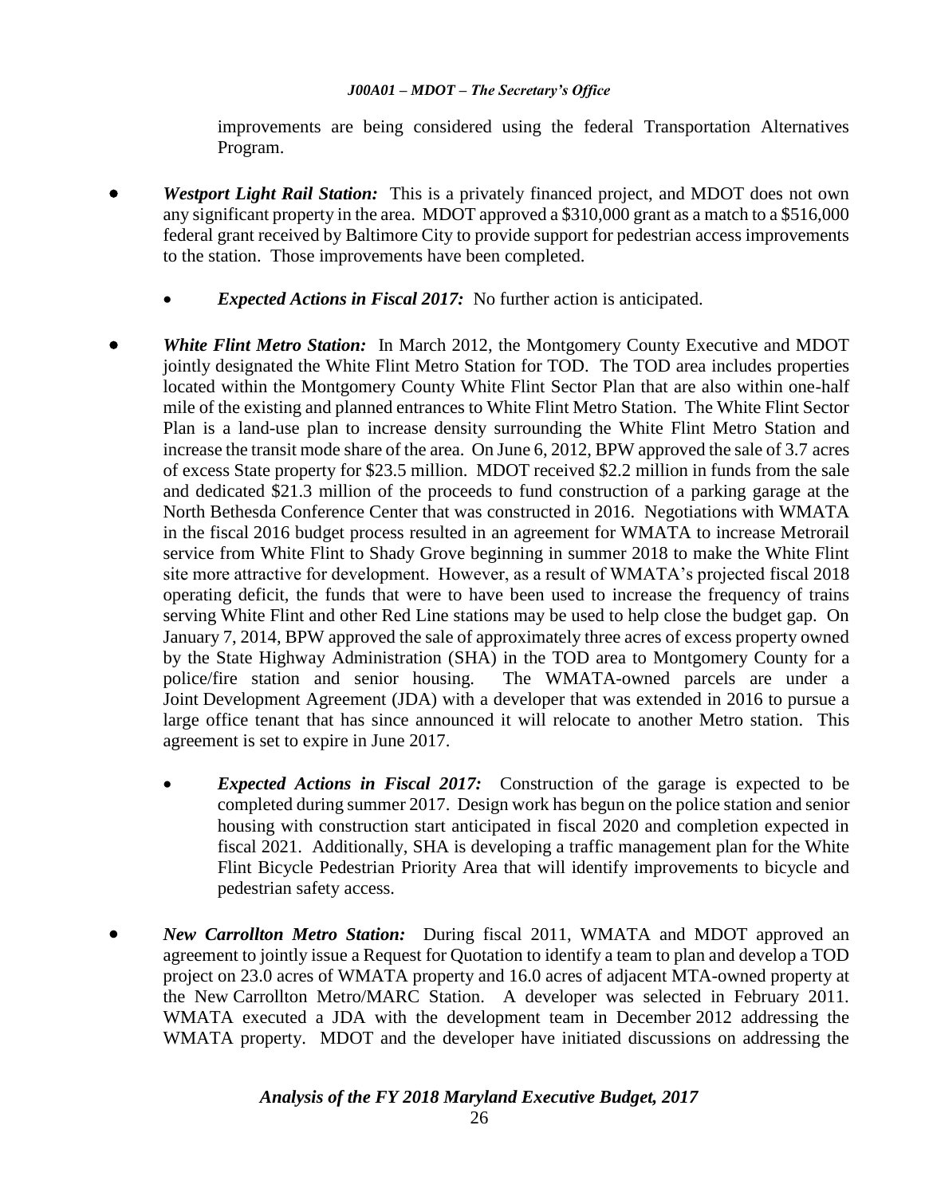improvements are being considered using the federal Transportation Alternatives Program.

- ***Westport Light Rail Station:*** This is a privately financed project, and MDOT does not own any significant property in the area. MDOT approved a $310,000 grant as a match to a $516,000 federal grant received by Baltimore City to provide support for pedestrian access improvements to the station. Those improvements have been completed.

  - ***Expected Actions in Fiscal 2017:*** No further action is anticipated.

- ***White Flint Metro Station:*** In March 2012, the Montgomery County Executive and MDOT jointly designated the White Flint Metro Station for TOD. The TOD area includes properties located within the Montgomery County White Flint Sector Plan that are also within one-half mile of the existing and planned entrances to White Flint Metro Station. The White Flint Sector Plan is a land-use plan to increase density surrounding the White Flint Metro Station and increase the transit mode share of the area. On June 6, 2012, BPW approved the sale of 3.7 acres of excess State property for $23.5 million. MDOT received $2.2 million in funds from the sale and dedicated $21.3 million of the proceeds to fund construction of a parking garage at the North Bethesda Conference Center that was constructed in 2016. Negotiations with WMATA in the fiscal 2016 budget process resulted in an agreement for WMATA to increase Metrorail service from White Flint to Shady Grove beginning in summer 2018 to make the White Flint site more attractive for development. However, as a result of WMATA's projected fiscal 2018 operating deficit, the funds that were to have been used to increase the frequency of trains serving White Flint and other Red Line stations may be used to help close the budget gap. On January 7, 2014, BPW approved the sale of approximately three acres of excess property owned by the State Highway Administration (SHA) in the TOD area to Montgomery County for a police/fire station and senior housing. The WMATA-owned parcels are under a Joint Development Agreement (JDA) with a developer that was extended in 2016 to pursue a large office tenant that has since announced it will relocate to another Metro station. This agreement is set to expire in June 2017.

  - ***Expected Actions in Fiscal 2017:*** Construction of the garage is expected to be completed during summer 2017. Design work has begun on the police station and senior housing with construction start anticipated in fiscal 2020 and completion expected in fiscal 2021. Additionally, SHA is developing a traffic management plan for the White Flint Bicycle Pedestrian Priority Area that will identify improvements to bicycle and pedestrian safety access.

- ***New Carrollton Metro Station:*** During fiscal 2011, WMATA and MDOT approved an agreement to jointly issue a Request for Quotation to identify a team to plan and develop a TOD project on 23.0 acres of WMATA property and 16.0 acres of adjacent MTA-owned property at the New Carrollton Metro/MARC Station. A developer was selected in February 2011. WMATA executed a JDA with the development team in December 2012 addressing the WMATA property. MDOT and the developer have initiated discussions on addressing the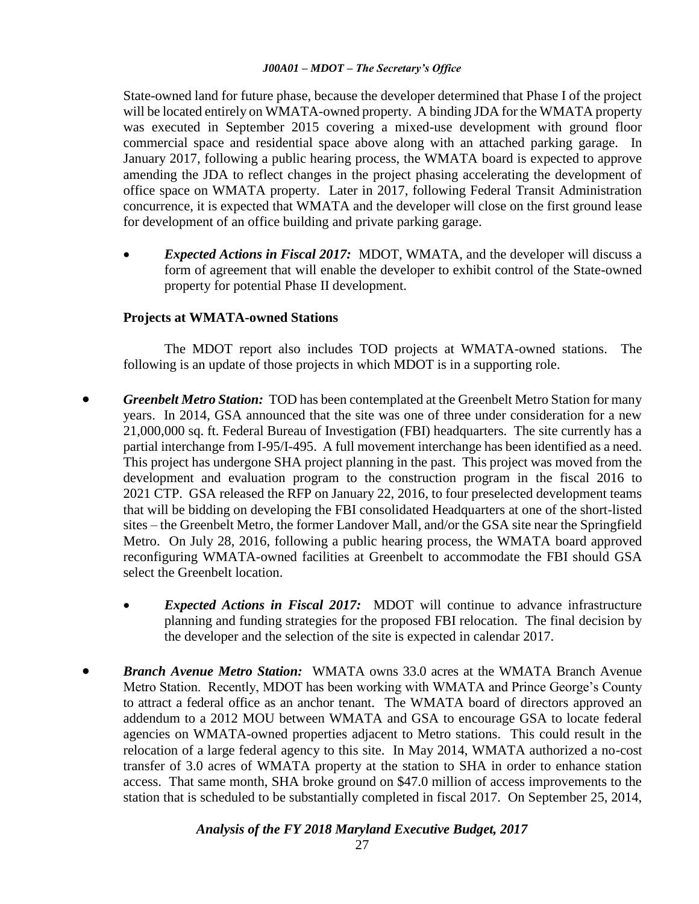State-owned land for future phase, because the developer determined that Phase I of the project will be located entirely on WMATA-owned property. A binding JDA for the WMATA property was executed in September 2015 covering a mixed-use development with ground floor commercial space and residential space above along with an attached parking garage. In January 2017, following a public hearing process, the WMATA board is expected to approve amending the JDA to reflect changes in the project phasing accelerating the development of office space on WMATA property. Later in 2017, following Federal Transit Administration concurrence, it is expected that WMATA and the developer will close on the first ground lease for development of an office building and private parking garage.

- ***Expected Actions in Fiscal 2017:*** MDOT, WMATA, and the developer will discuss a form of agreement that will enable the developer to exhibit control of the State-owned property for potential Phase II development.

**Projects at WMATA-owned Stations**

The MDOT report also includes TOD projects at WMATA-owned stations. The following is an update of those projects in which MDOT is in a supporting role.

- ***Greenbelt Metro Station:*** TOD has been contemplated at the Greenbelt Metro Station for many years. In 2014, GSA announced that the site was one of three under consideration for a new 21,000,000 sq. ft. Federal Bureau of Investigation (FBI) headquarters. The site currently has a partial interchange from I-95/I-495. A full movement interchange has been identified as a need. This project has undergone SHA project planning in the past. This project was moved from the development and evaluation program to the construction program in the fiscal 2016 to 2021 CTP. GSA released the RFP on January 22, 2016, to four preselected development teams that will be bidding on developing the FBI consolidated Headquarters at one of the short-listed sites – the Greenbelt Metro, the former Landover Mall, and/or the GSA site near the Springfield Metro. On July 28, 2016, following a public hearing process, the WMATA board approved reconfiguring WMATA-owned facilities at Greenbelt to accommodate the FBI should GSA select the Greenbelt location.

  - ***Expected Actions in Fiscal 2017:*** MDOT will continue to advance infrastructure planning and funding strategies for the proposed FBI relocation. The final decision by the developer and the selection of the site is expected in calendar 2017.

- ***Branch Avenue Metro Station:*** WMATA owns 33.0 acres at the WMATA Branch Avenue Metro Station. Recently, MDOT has been working with WMATA and Prince George's County to attract a federal office as an anchor tenant. The WMATA board of directors approved an addendum to a 2012 MOU between WMATA and GSA to encourage GSA to locate federal agencies on WMATA-owned properties adjacent to Metro stations. This could result in the relocation of a large federal agency to this site. In May 2014, WMATA authorized a no-cost transfer of 3.0 acres of WMATA property at the station to SHA in order to enhance station access. That same month, SHA broke ground on $47.0 million of access improvements to the station that is scheduled to be substantially completed in fiscal 2017. On September 25, 2014,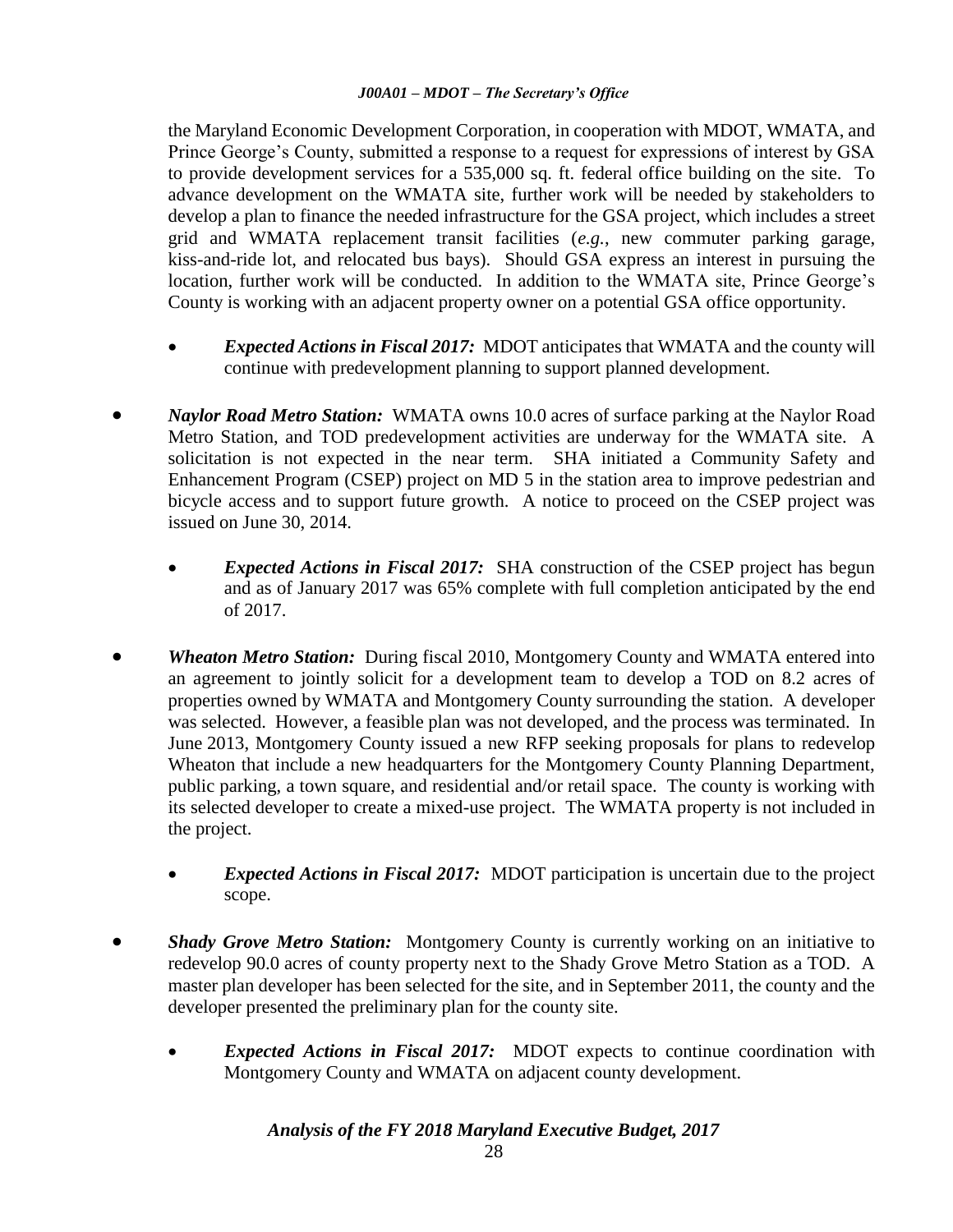the Maryland Economic Development Corporation, in cooperation with MDOT, WMATA, and Prince George's County, submitted a response to a request for expressions of interest by GSA to provide development services for a 535,000 sq. ft. federal office building on the site. To advance development on the WMATA site, further work will be needed by stakeholders to develop a plan to finance the needed infrastructure for the GSA project, which includes a street grid and WMATA replacement transit facilities (*e.g.*, new commuter parking garage, kiss-and-ride lot, and relocated bus bays). Should GSA express an interest in pursuing the location, further work will be conducted. In addition to the WMATA site, Prince George's County is working with an adjacent property owner on a potential GSA office opportunity.

- ***Expected Actions in Fiscal 2017:*** MDOT anticipates that WMATA and the county will continue with predevelopment planning to support planned development.

- ***Naylor Road Metro Station:*** WMATA owns 10.0 acres of surface parking at the Naylor Road Metro Station, and TOD predevelopment activities are underway for the WMATA site. A solicitation is not expected in the near term. SHA initiated a Community Safety and Enhancement Program (CSEP) project on MD 5 in the station area to improve pedestrian and bicycle access and to support future growth. A notice to proceed on the CSEP project was issued on June 30, 2014.

  - ***Expected Actions in Fiscal 2017:*** SHA construction of the CSEP project has begun and as of January 2017 was 65% complete with full completion anticipated by the end of 2017.

- ***Wheaton Metro Station:*** During fiscal 2010, Montgomery County and WMATA entered into an agreement to jointly solicit for a development team to develop a TOD on 8.2 acres of properties owned by WMATA and Montgomery County surrounding the station. A developer was selected. However, a feasible plan was not developed, and the process was terminated. In June 2013, Montgomery County issued a new RFP seeking proposals for plans to redevelop Wheaton that include a new headquarters for the Montgomery County Planning Department, public parking, a town square, and residential and/or retail space. The county is working with its selected developer to create a mixed-use project. The WMATA property is not included in the project.

  - ***Expected Actions in Fiscal 2017:*** MDOT participation is uncertain due to the project scope.

- ***Shady Grove Metro Station:*** Montgomery County is currently working on an initiative to redevelop 90.0 acres of county property next to the Shady Grove Metro Station as a TOD. A master plan developer has been selected for the site, and in September 2011, the county and the developer presented the preliminary plan for the county site.

  - ***Expected Actions in Fiscal 2017:*** MDOT expects to continue coordination with Montgomery County and WMATA on adjacent county development.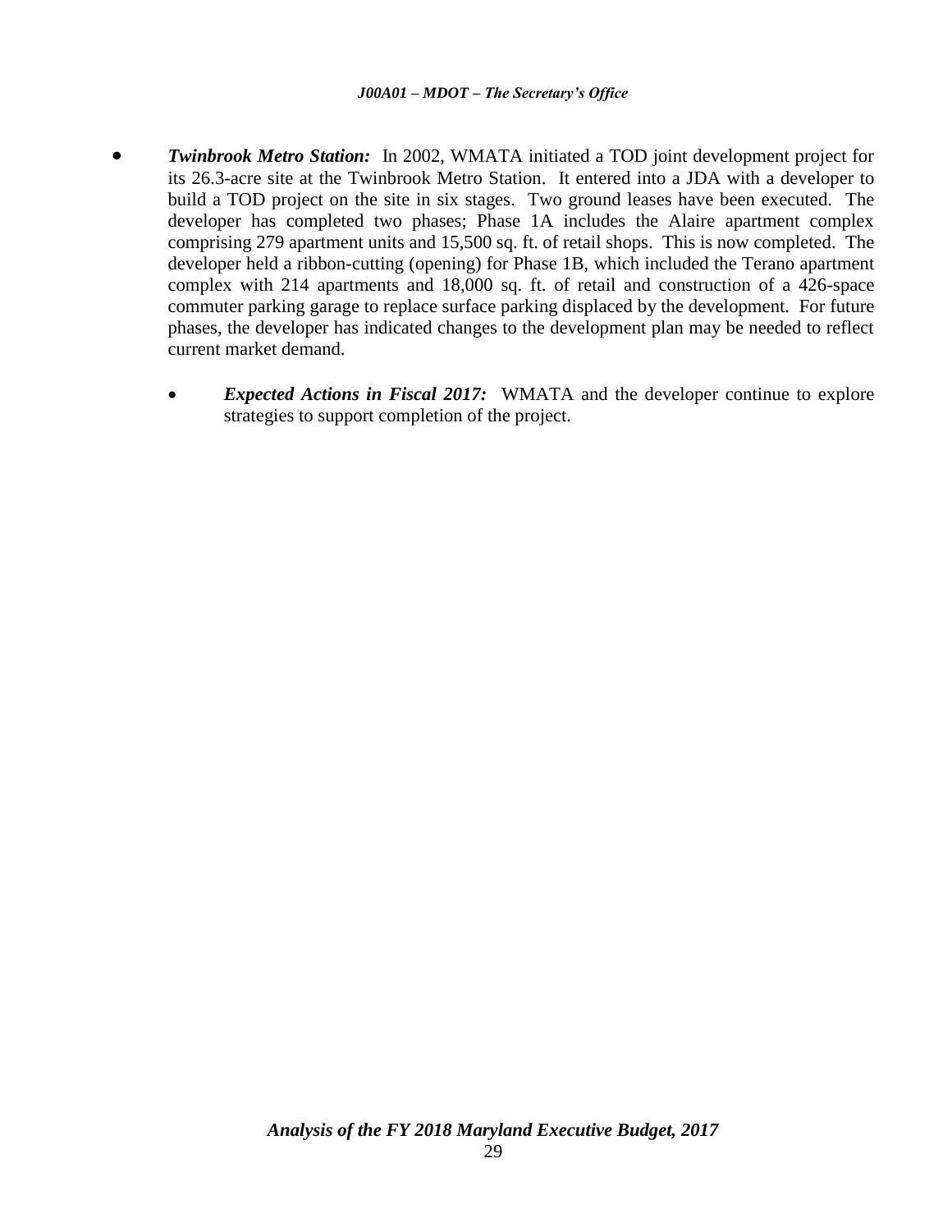- ***Twinbrook Metro Station:*** In 2002, WMATA initiated a TOD joint development project for its 26.3-acre site at the Twinbrook Metro Station. It entered into a JDA with a developer to build a TOD project on the site in six stages. Two ground leases have been executed. The developer has completed two phases; Phase 1A includes the Alaire apartment complex comprising 279 apartment units and 15,500 sq. ft. of retail shops. This is now completed. The developer held a ribbon-cutting (opening) for Phase 1B, which included the Terano apartment complex with 214 apartments and 18,000 sq. ft. of retail and construction of a 426-space commuter parking garage to replace surface parking displaced by the development. For future phases, the developer has indicated changes to the development plan may be needed to reflect current market demand.

  - ***Expected Actions in Fiscal 2017:*** WMATA and the developer continue to explore strategies to support completion of the project.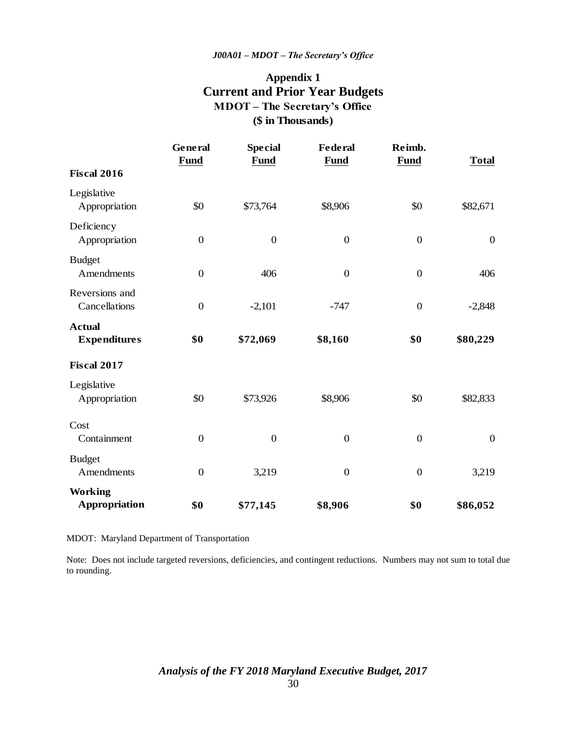## Appendix 1
# Current and Prior Year Budgets
### MDOT – The Secretary's Office
### ($ in Thousands)

| | General Fund | Special Fund | Federal Fund | Reimb. Fund | Total |
|---|---|---|---|---|---|
| **Fiscal 2016** | | | | | |
| Legislative Appropriation | $0 | $73,764 | $8,906 | $0 | $82,671 |
| Deficiency Appropriation | 0 | 0 | 0 | 0 | 0 |
| Budget Amendments | 0 | 406 | 0 | 0 | 406 |
| Reversions and Cancellations | 0 | -2,101 | -747 | 0 | -2,848 |
| **Actual Expenditures** | **$0** | **$72,069** | **$8,160** | **$0** | **$80,229** |
| **Fiscal 2017** | | | | | |
| Legislative Appropriation | $0 | $73,926 | $8,906 | $0 | $82,833 |
| Cost Containment | 0 | 0 | 0 | 0 | 0 |
| Budget Amendments | 0 | 3,219 | 0 | 0 | 3,219 |
| **Working Appropriation** | **$0** | **$77,145** | **$8,906** | **$0** | **$86,052** |

MDOT: Maryland Department of Transportation

Note: Does not include targeted reversions, deficiencies, and contingent reductions. Numbers may not sum to total due to rounding.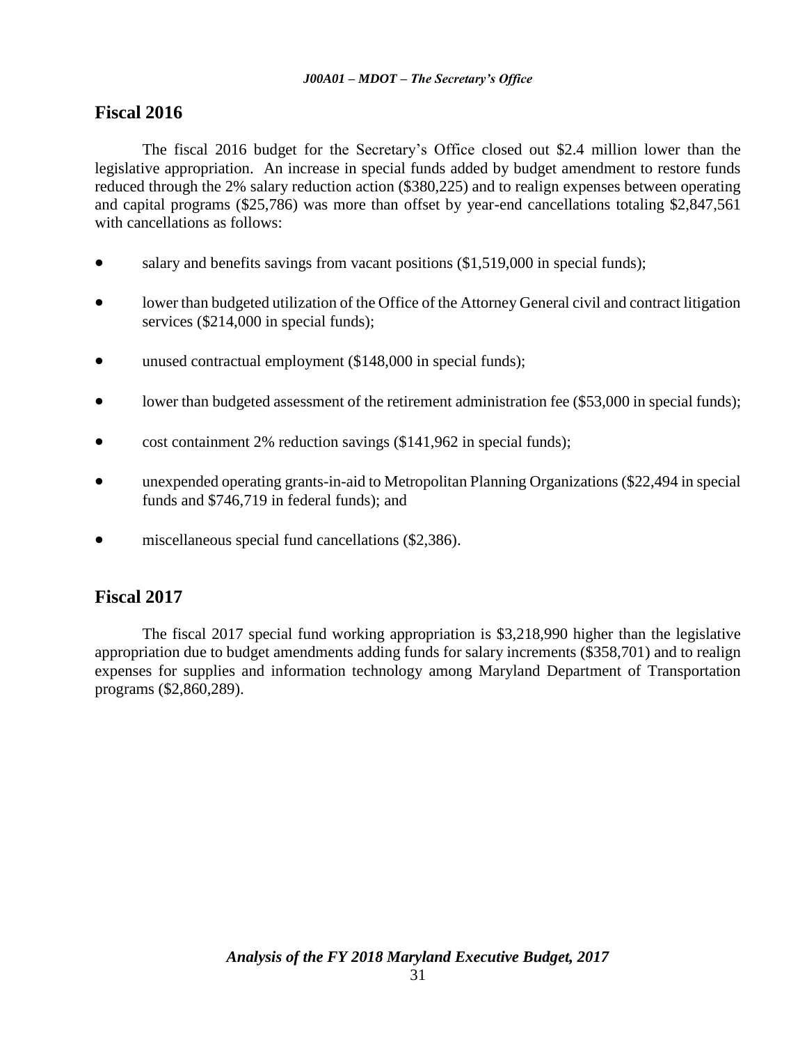## Fiscal 2016

The fiscal 2016 budget for the Secretary's Office closed out $2.4 million lower than the legislative appropriation. An increase in special funds added by budget amendment to restore funds reduced through the 2% salary reduction action ($380,225) and to realign expenses between operating and capital programs ($25,786) was more than offset by year-end cancellations totaling $2,847,561 with cancellations as follows:

- salary and benefits savings from vacant positions ($1,519,000 in special funds);
- lower than budgeted utilization of the Office of the Attorney General civil and contract litigation services ($214,000 in special funds);
- unused contractual employment ($148,000 in special funds);
- lower than budgeted assessment of the retirement administration fee ($53,000 in special funds);
- cost containment 2% reduction savings ($141,962 in special funds);
- unexpended operating grants-in-aid to Metropolitan Planning Organizations ($22,494 in special funds and $746,719 in federal funds); and
- miscellaneous special fund cancellations ($2,386).

## Fiscal 2017

The fiscal 2017 special fund working appropriation is $3,218,990 higher than the legislative appropriation due to budget amendments adding funds for salary increments ($358,701) and to realign expenses for supplies and information technology among Maryland Department of Transportation programs ($2,860,289).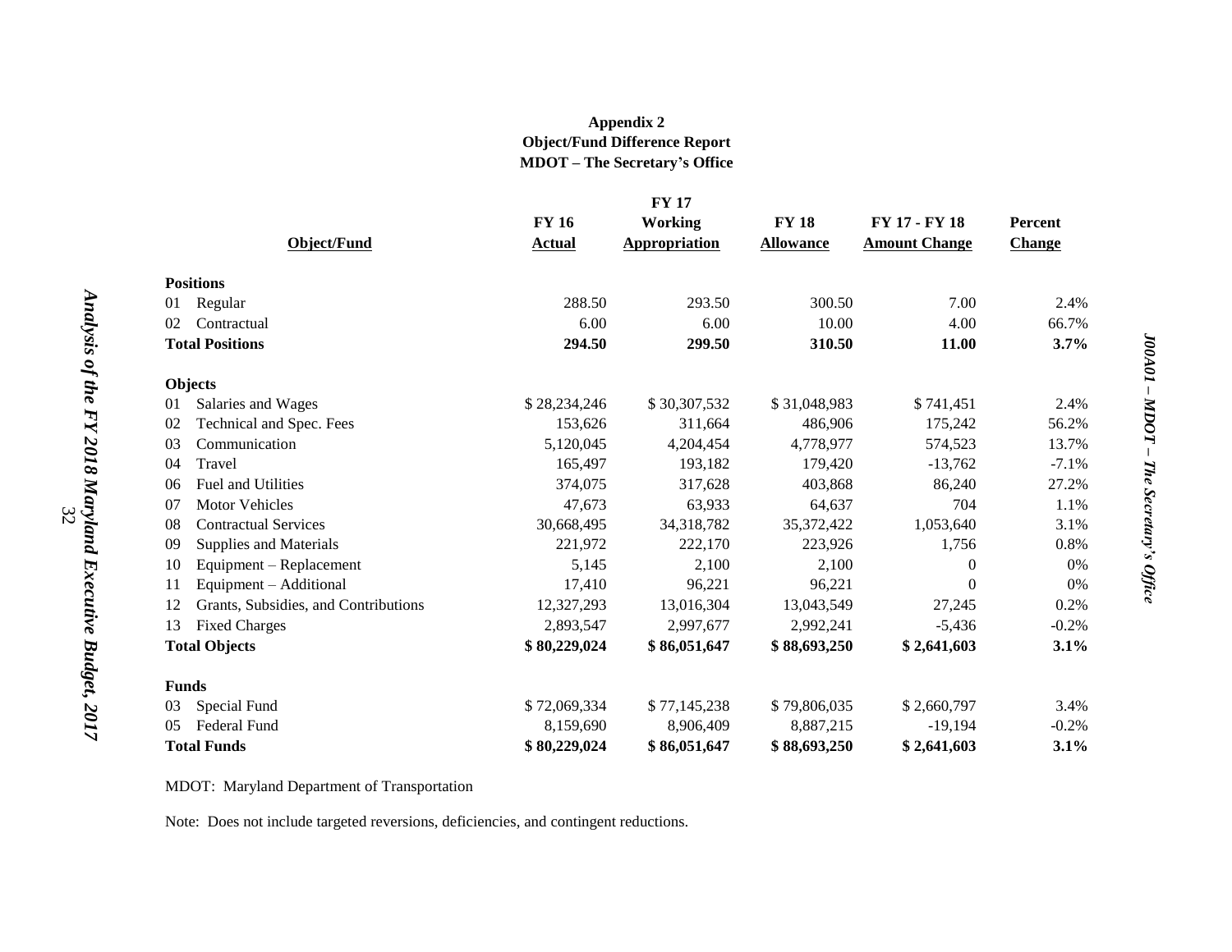**Appendix 2**
**Object/Fund Difference Report**
**MDOT – The Secretary's Office**

| Object/Fund | FY 16 Actual | FY 17 Working Appropriation | FY 18 Allowance | FY 17 - FY 18 Amount Change | Percent Change |
|---|---|---|---|---|---|
| **Positions** | | | | | |
| 01 Regular | 288.50 | 293.50 | 300.50 | 7.00 | 2.4% |
| 02 Contractual | 6.00 | 6.00 | 10.00 | 4.00 | 66.7% |
| **Total Positions** | **294.50** | **299.50** | **310.50** | **11.00** | **3.7%** |
| **Objects** | | | | | |
| 01 Salaries and Wages | $ 28,234,246 | $ 30,307,532 | $ 31,048,983 | $ 741,451 | 2.4% |
| 02 Technical and Spec. Fees | 153,626 | 311,664 | 486,906 | 175,242 | 56.2% |
| 03 Communication | 5,120,045 | 4,204,454 | 4,778,977 | 574,523 | 13.7% |
| 04 Travel | 165,497 | 193,182 | 179,420 | -13,762 | -7.1% |
| 06 Fuel and Utilities | 374,075 | 317,628 | 403,868 | 86,240 | 27.2% |
| 07 Motor Vehicles | 47,673 | 63,933 | 64,637 | 704 | 1.1% |
| 08 Contractual Services | 30,668,495 | 34,318,782 | 35,372,422 | 1,053,640 | 3.1% |
| 09 Supplies and Materials | 221,972 | 222,170 | 223,926 | 1,756 | 0.8% |
| 10 Equipment – Replacement | 5,145 | 2,100 | 2,100 | 0 | 0% |
| 11 Equipment – Additional | 17,410 | 96,221 | 96,221 | 0 | 0% |
| 12 Grants, Subsidies, and Contributions | 12,327,293 | 13,016,304 | 13,043,549 | 27,245 | 0.2% |
| 13 Fixed Charges | 2,893,547 | 2,997,677 | 2,992,241 | -5,436 | -0.2% |
| **Total Objects** | **$ 80,229,024** | **$ 86,051,647** | **$ 88,693,250** | **$ 2,641,603** | **3.1%** |
| **Funds** | | | | | |
| 03 Special Fund | $ 72,069,334 | $ 77,145,238 | $ 79,806,035 | $ 2,660,797 | 3.4% |
| 05 Federal Fund | 8,159,690 | 8,906,409 | 8,887,215 | -19,194 | -0.2% |
| **Total Funds** | **$ 80,229,024** | **$ 86,051,647** | **$ 88,693,250** | **$ 2,641,603** | **3.1%** |

MDOT: Maryland Department of Transportation

Note: Does not include targeted reversions, deficiencies, and contingent reductions.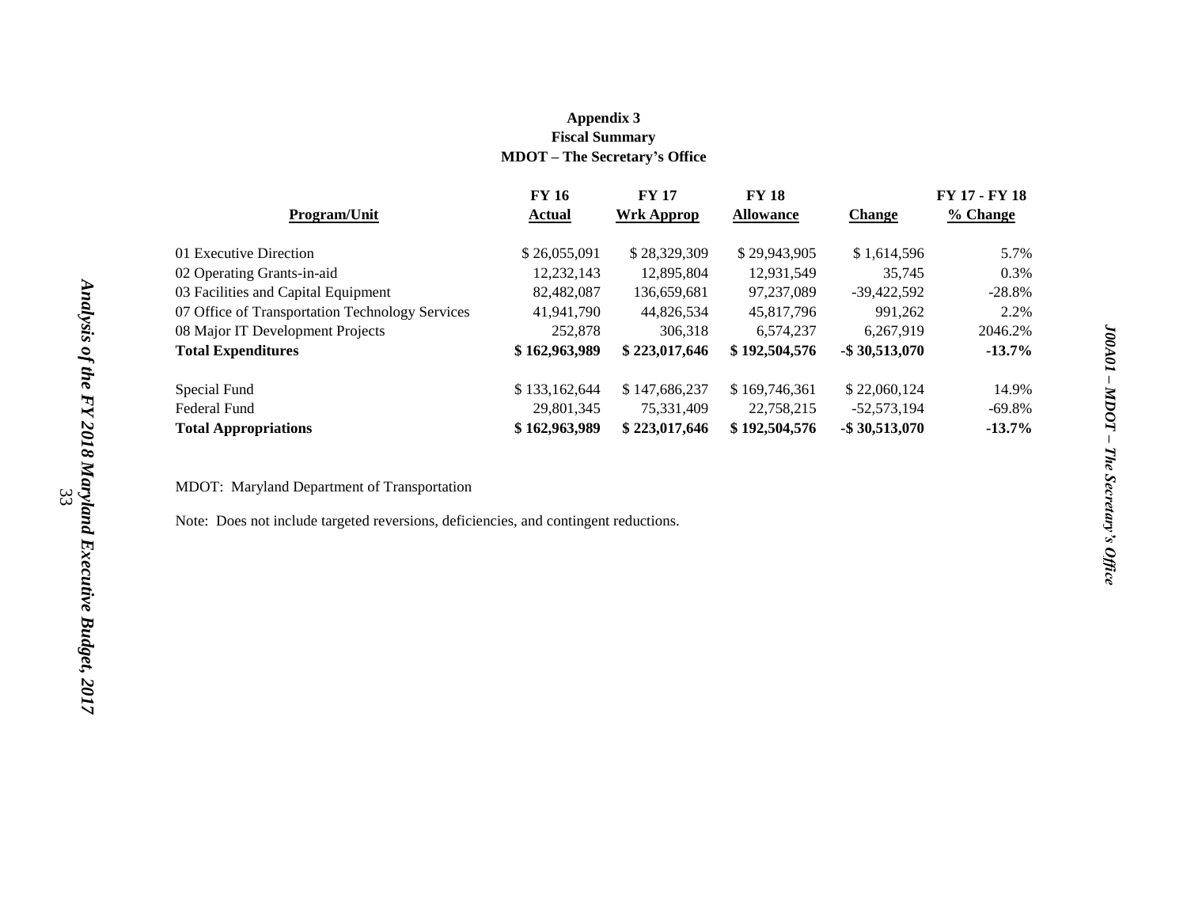# Appendix 3
## Fiscal Summary
## MDOT – The Secretary's Office

| Program/Unit | FY 16 Actual | FY 17 Wrk Approp | FY 18 Allowance | Change | FY 17 - FY 18 % Change |
|---|---|---|---|---|---|
| 01 Executive Direction | $ 26,055,091 | $ 28,329,309 | $ 29,943,905 | $ 1,614,596 | 5.7% |
| 02 Operating Grants-in-aid | 12,232,143 | 12,895,804 | 12,931,549 | 35,745 | 0.3% |
| 03 Facilities and Capital Equipment | 82,482,087 | 136,659,681 | 97,237,089 | -39,422,592 | -28.8% |
| 07 Office of Transportation Technology Services | 41,941,790 | 44,826,534 | 45,817,796 | 991,262 | 2.2% |
| 08 Major IT Development Projects | 252,878 | 306,318 | 6,574,237 | 6,267,919 | 2046.2% |
| **Total Expenditures** | **$ 162,963,989** | **$ 223,017,646** | **$ 192,504,576** | **-$ 30,513,070** | **-13.7%** |
| | | | | | |
| Special Fund | $ 133,162,644 | $ 147,686,237 | $ 169,746,361 | $ 22,060,124 | 14.9% |
| Federal Fund | 29,801,345 | 75,331,409 | 22,758,215 | -52,573,194 | -69.8% |
| **Total Appropriations** | **$ 162,963,989** | **$ 223,017,646** | **$ 192,504,576** | **-$ 30,513,070** | **-13.7%** |

MDOT: Maryland Department of Transportation

Note: Does not include targeted reversions, deficiencies, and contingent reductions.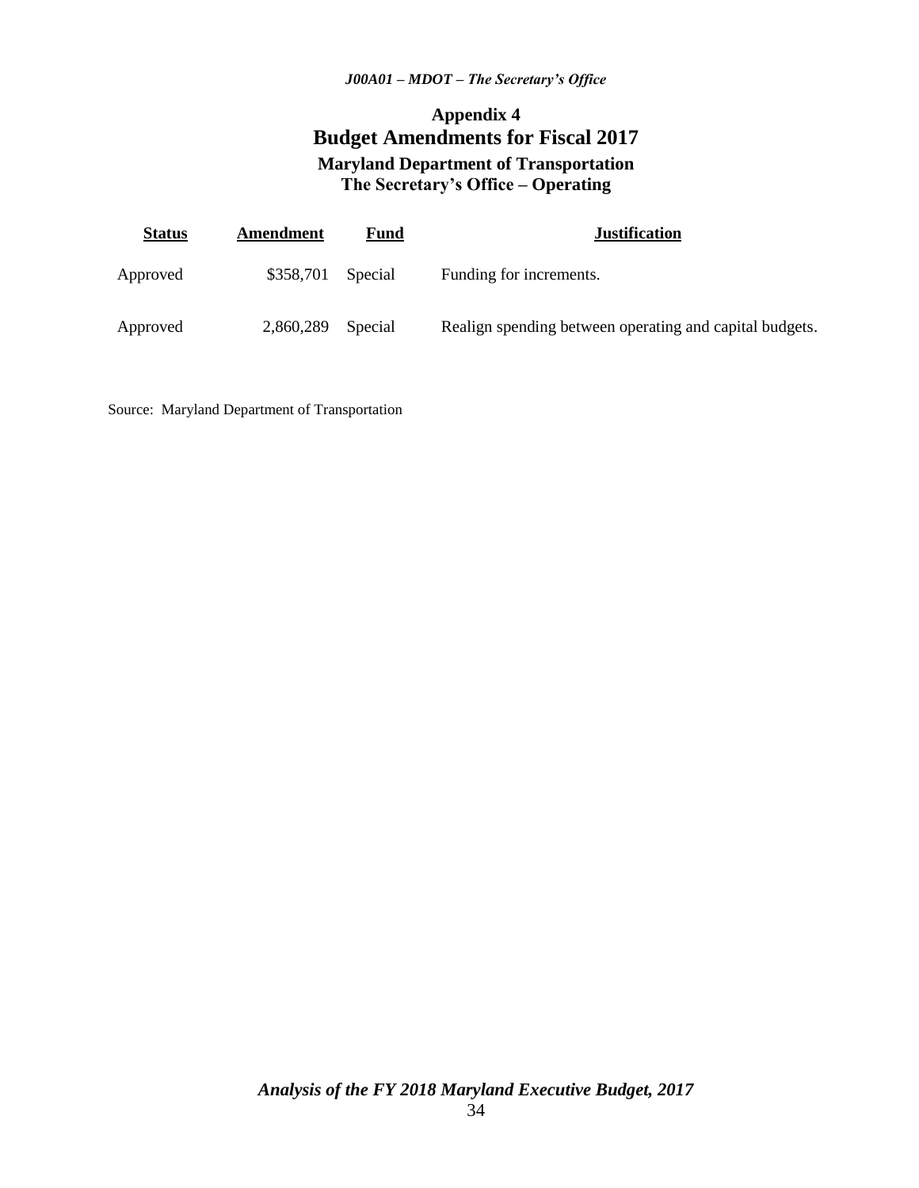# Appendix 4

## Budget Amendments for Fiscal 2017

### Maryland Department of Transportation
### The Secretary's Office – Operating

| Status | Amendment | Fund | Justification |
|---|---|---|---|
| Approved | $358,701 | Special | Funding for increments. |
| Approved | 2,860,289 | Special | Realign spending between operating and capital budgets. |

Source: Maryland Department of Transportation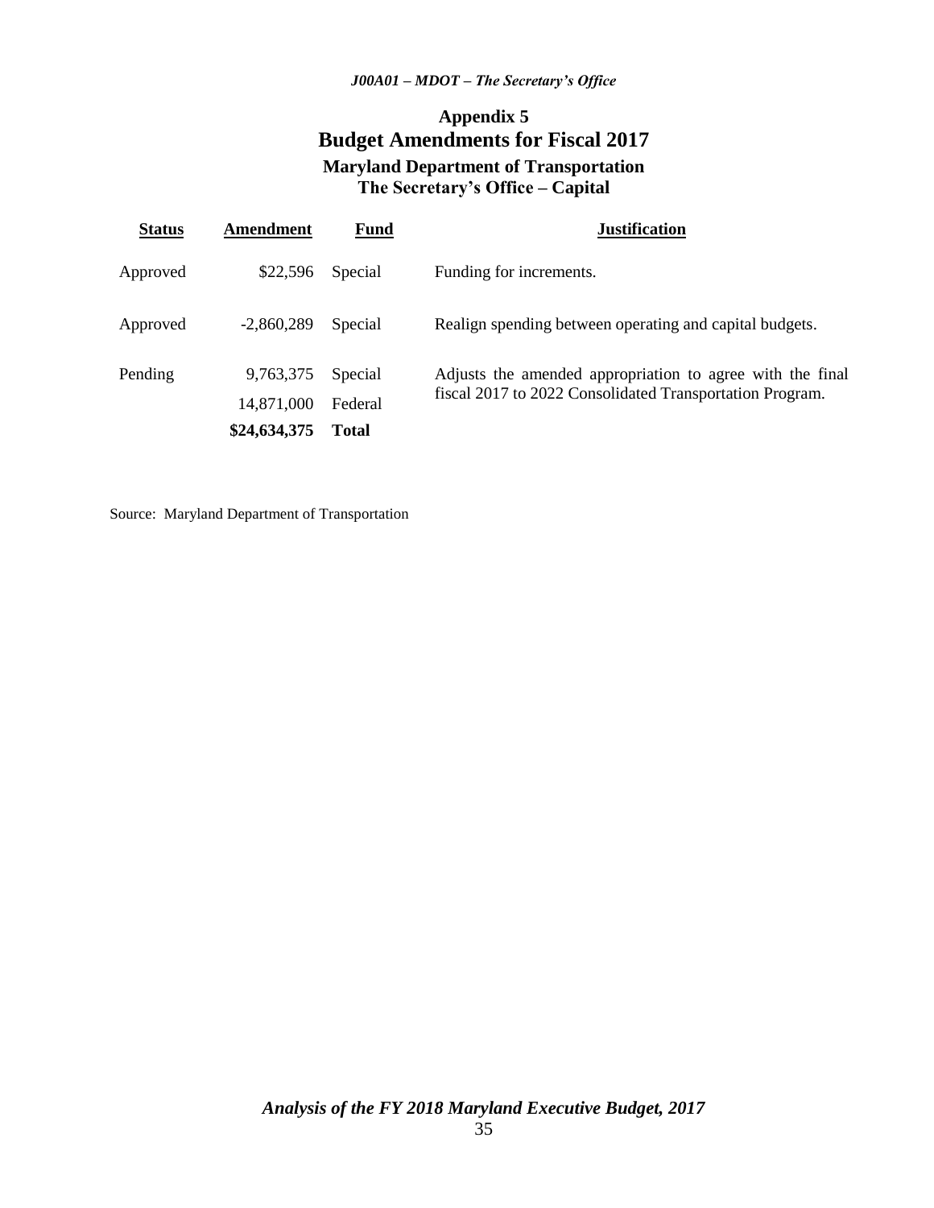# Appendix 5
## Budget Amendments for Fiscal 2017
### Maryland Department of Transportation
### The Secretary's Office – Capital

| Status | Amendment | Fund | Justification |
|---|---|---|---|
| Approved | $22,596 | Special | Funding for increments. |
| Approved | -2,860,289 | Special | Realign spending between operating and capital budgets. |
| Pending | 9,763,375 | Special | Adjusts the amended appropriation to agree with the final fiscal 2017 to 2022 Consolidated Transportation Program. |
| | 14,871,000 | Federal | |
| | **$24,634,375** | **Total** | |

Source: Maryland Department of Transportation